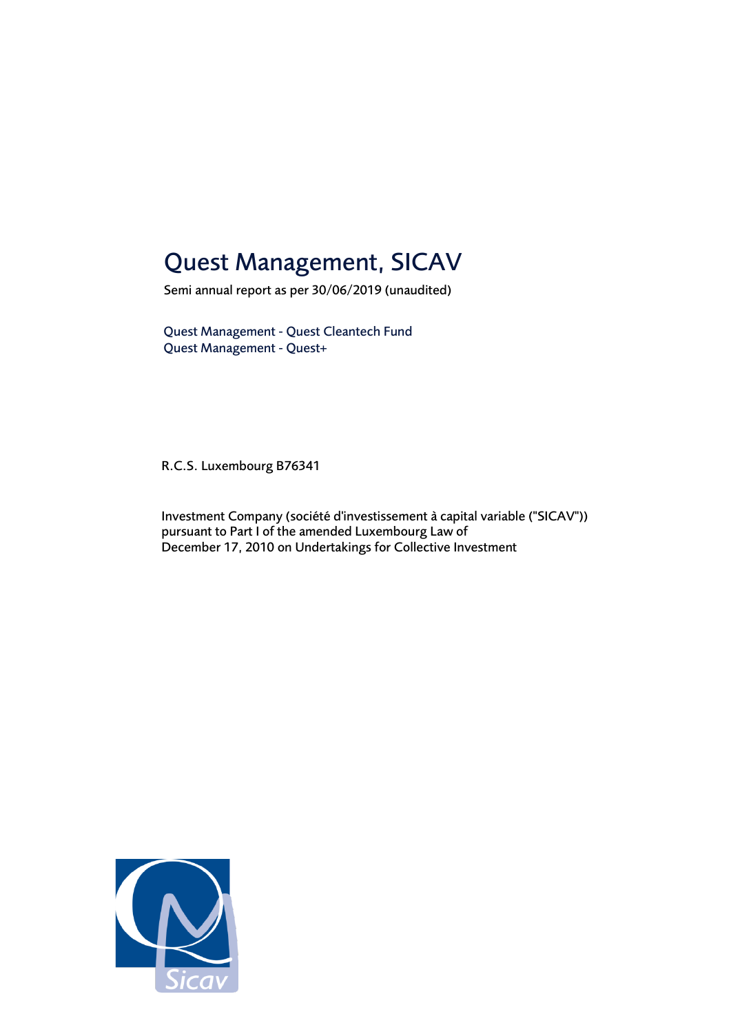# Quest Management, SICAV

Semi annual report as per 30/06/2019 (unaudited)

Quest Management - Quest Cleantech Fund
Quest Management - Quest+

R.C.S. Luxembourg B76341

Investment Company (société d'investissement à capital variable ("SICAV"))
pursuant to Part I of the amended Luxembourg Law of
December 17, 2010 on Undertakings for Collective Investment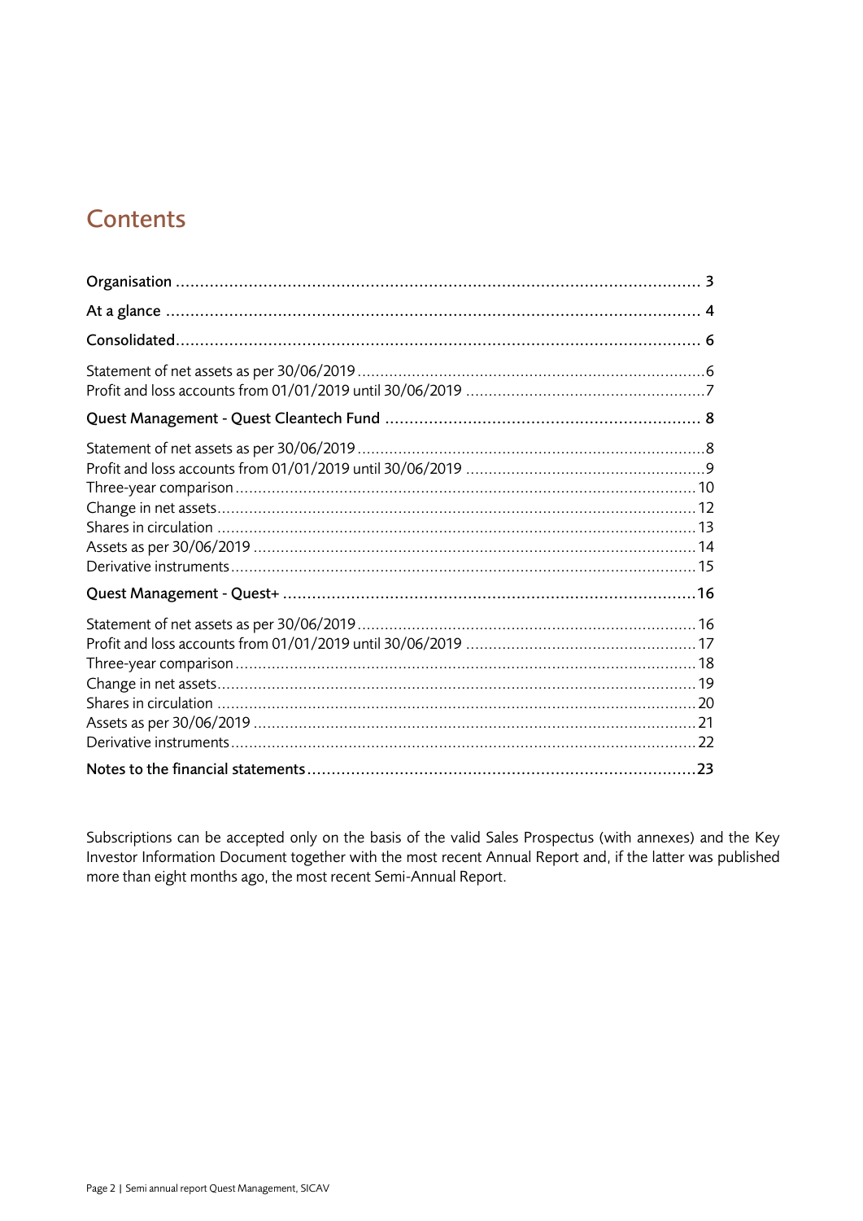# Contents

| | |
|---|---|
| **Organisation** | **3** |
| **At a glance** | **4** |
| **Consolidated** | **6** |
| Statement of net assets as per 30/06/2019 | 6 |
| Profit and loss accounts from 01/01/2019 until 30/06/2019 | 7 |
| **Quest Management - Quest Cleantech Fund** | **8** |
| Statement of net assets as per 30/06/2019 | 8 |
| Profit and loss accounts from 01/01/2019 until 30/06/2019 | 9 |
| Three-year comparison | 10 |
| Change in net assets | 12 |
| Shares in circulation | 13 |
| Assets as per 30/06/2019 | 14 |
| Derivative instruments | 15 |
| **Quest Management - Quest+** | **16** |
| Statement of net assets as per 30/06/2019 | 16 |
| Profit and loss accounts from 01/01/2019 until 30/06/2019 | 17 |
| Three-year comparison | 18 |
| Change in net assets | 19 |
| Shares in circulation | 20 |
| Assets as per 30/06/2019 | 21 |
| Derivative instruments | 22 |
| **Notes to the financial statements** | **23** |

Subscriptions can be accepted only on the basis of the valid Sales Prospectus (with annexes) and the Key Investor Information Document together with the most recent Annual Report and, if the latter was published more than eight months ago, the most recent Semi-Annual Report.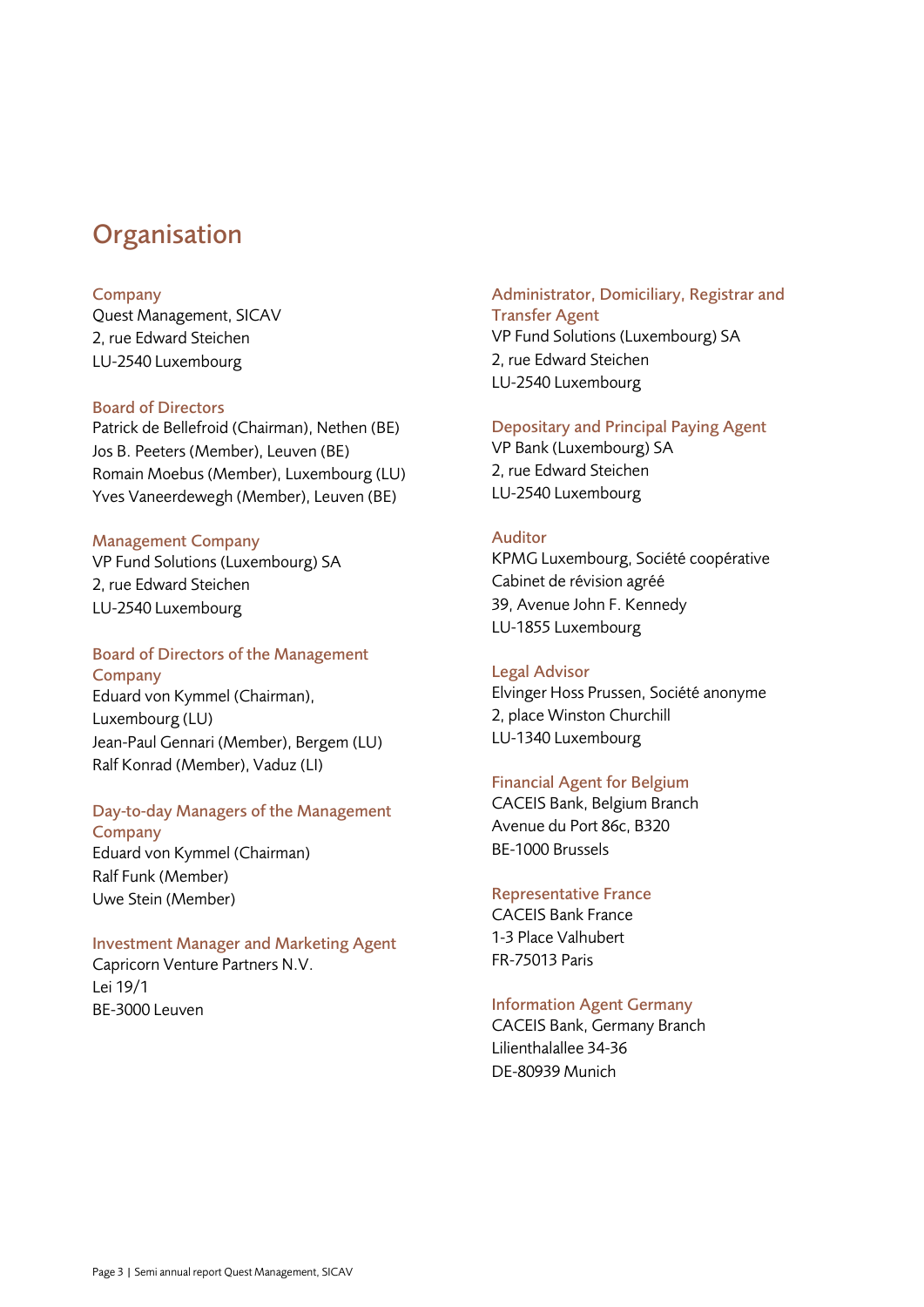# Organisation

## Company

Quest Management, SICAV
2, rue Edward Steichen
LU-2540 Luxembourg

## Board of Directors

Patrick de Bellefroid (Chairman), Nethen (BE)
Jos B. Peeters (Member), Leuven (BE)
Romain Moebus (Member), Luxembourg (LU)
Yves Vaneerdewegh (Member), Leuven (BE)

## Management Company

VP Fund Solutions (Luxembourg) SA
2, rue Edward Steichen
LU-2540 Luxembourg

## Board of Directors of the Management Company

Eduard von Kymmel (Chairman), Luxembourg (LU)
Jean-Paul Gennari (Member), Bergem (LU)
Ralf Konrad (Member), Vaduz (LI)

## Day-to-day Managers of the Management Company

Eduard von Kymmel (Chairman)
Ralf Funk (Member)
Uwe Stein (Member)

## Investment Manager and Marketing Agent

Capricorn Venture Partners N.V.
Lei 19/1
BE-3000 Leuven

## Administrator, Domiciliary, Registrar and Transfer Agent

VP Fund Solutions (Luxembourg) SA
2, rue Edward Steichen
LU-2540 Luxembourg

## Depositary and Principal Paying Agent

VP Bank (Luxembourg) SA
2, rue Edward Steichen
LU-2540 Luxembourg

## Auditor

KPMG Luxembourg, Société coopérative
Cabinet de révision agréé
39, Avenue John F. Kennedy
LU-1855 Luxembourg

## Legal Advisor

Elvinger Hoss Prussen, Société anonyme
2, place Winston Churchill
LU-1340 Luxembourg

## Financial Agent for Belgium

CACEIS Bank, Belgium Branch
Avenue du Port 86c, B320
BE-1000 Brussels

## Representative France

CACEIS Bank France
1-3 Place Valhubert
FR-75013 Paris

## Information Agent Germany

CACEIS Bank, Germany Branch
Lilienthalallee 34-36
DE-80939 Munich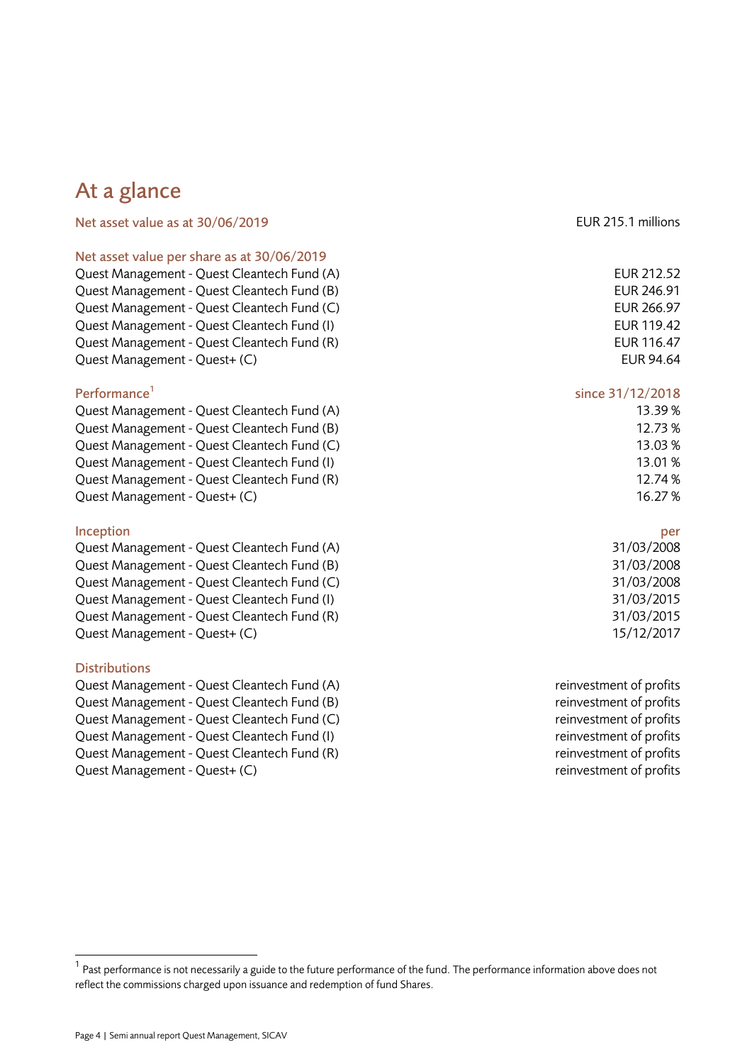# At a glance

| | |
|---|---|
| Net asset value as at 30/06/2019 | EUR 215.1 millions |

| Net asset value per share as at 30/06/2019 | |
|---|---|
| Quest Management - Quest Cleantech Fund (A) | EUR 212.52 |
| Quest Management - Quest Cleantech Fund (B) | EUR 246.91 |
| Quest Management - Quest Cleantech Fund (C) | EUR 266.97 |
| Quest Management - Quest Cleantech Fund (I) | EUR 119.42 |
| Quest Management - Quest Cleantech Fund (R) | EUR 116.47 |
| Quest Management - Quest+ (C) | EUR 94.64 |

| Performance[1] | since 31/12/2018 |
|---|---|
| Quest Management - Quest Cleantech Fund (A) | 13.39 % |
| Quest Management - Quest Cleantech Fund (B) | 12.73 % |
| Quest Management - Quest Cleantech Fund (C) | 13.03 % |
| Quest Management - Quest Cleantech Fund (I) | 13.01 % |
| Quest Management - Quest Cleantech Fund (R) | 12.74 % |
| Quest Management - Quest+ (C) | 16.27 % |

| Inception | per |
|---|---|
| Quest Management - Quest Cleantech Fund (A) | 31/03/2008 |
| Quest Management - Quest Cleantech Fund (B) | 31/03/2008 |
| Quest Management - Quest Cleantech Fund (C) | 31/03/2008 |
| Quest Management - Quest Cleantech Fund (I) | 31/03/2015 |
| Quest Management - Quest Cleantech Fund (R) | 31/03/2015 |
| Quest Management - Quest+ (C) | 15/12/2017 |

| Distributions | |
|---|---|
| Quest Management - Quest Cleantech Fund (A) | reinvestment of profits |
| Quest Management - Quest Cleantech Fund (B) | reinvestment of profits |
| Quest Management - Quest Cleantech Fund (C) | reinvestment of profits |
| Quest Management - Quest Cleantech Fund (I) | reinvestment of profits |
| Quest Management - Quest Cleantech Fund (R) | reinvestment of profits |
| Quest Management - Quest+ (C) | reinvestment of profits |

[1] Past performance is not necessarily a guide to the future performance of the fund. The performance information above does not reflect the commissions charged upon issuance and redemption of fund Shares.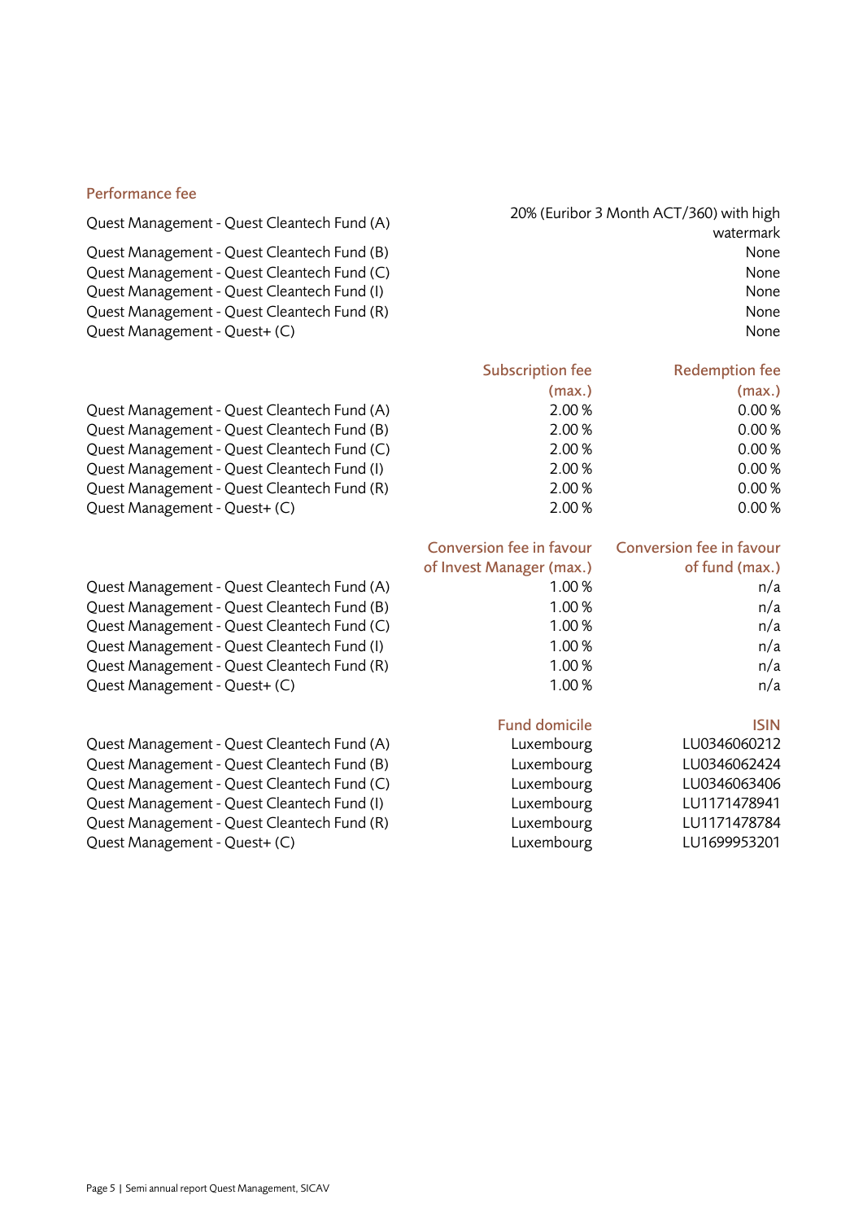### Performance fee

| | |
|---|---|
| Quest Management - Quest Cleantech Fund (A) | 20% (Euribor 3 Month ACT/360) with high watermark |
| Quest Management - Quest Cleantech Fund (B) | None |
| Quest Management - Quest Cleantech Fund (C) | None |
| Quest Management - Quest Cleantech Fund (I) | None |
| Quest Management - Quest Cleantech Fund (R) | None |
| Quest Management - Quest+ (C) | None |

| | Subscription fee (max.) | Redemption fee (max.) |
|---|---|---|
| Quest Management - Quest Cleantech Fund (A) | 2.00 % | 0.00 % |
| Quest Management - Quest Cleantech Fund (B) | 2.00 % | 0.00 % |
| Quest Management - Quest Cleantech Fund (C) | 2.00 % | 0.00 % |
| Quest Management - Quest Cleantech Fund (I) | 2.00 % | 0.00 % |
| Quest Management - Quest Cleantech Fund (R) | 2.00 % | 0.00 % |
| Quest Management - Quest+ (C) | 2.00 % | 0.00 % |

| | Conversion fee in favour of Invest Manager (max.) | Conversion fee in favour of fund (max.) |
|---|---|---|
| Quest Management - Quest Cleantech Fund (A) | 1.00 % | n/a |
| Quest Management - Quest Cleantech Fund (B) | 1.00 % | n/a |
| Quest Management - Quest Cleantech Fund (C) | 1.00 % | n/a |
| Quest Management - Quest Cleantech Fund (I) | 1.00 % | n/a |
| Quest Management - Quest Cleantech Fund (R) | 1.00 % | n/a |
| Quest Management - Quest+ (C) | 1.00 % | n/a |

| | Fund domicile | ISIN |
|---|---|---|
| Quest Management - Quest Cleantech Fund (A) | Luxembourg | LU0346060212 |
| Quest Management - Quest Cleantech Fund (B) | Luxembourg | LU0346062424 |
| Quest Management - Quest Cleantech Fund (C) | Luxembourg | LU0346063406 |
| Quest Management - Quest Cleantech Fund (I) | Luxembourg | LU1171478941 |
| Quest Management - Quest Cleantech Fund (R) | Luxembourg | LU1171478784 |
| Quest Management - Quest+ (C) | Luxembourg | LU1699953201 |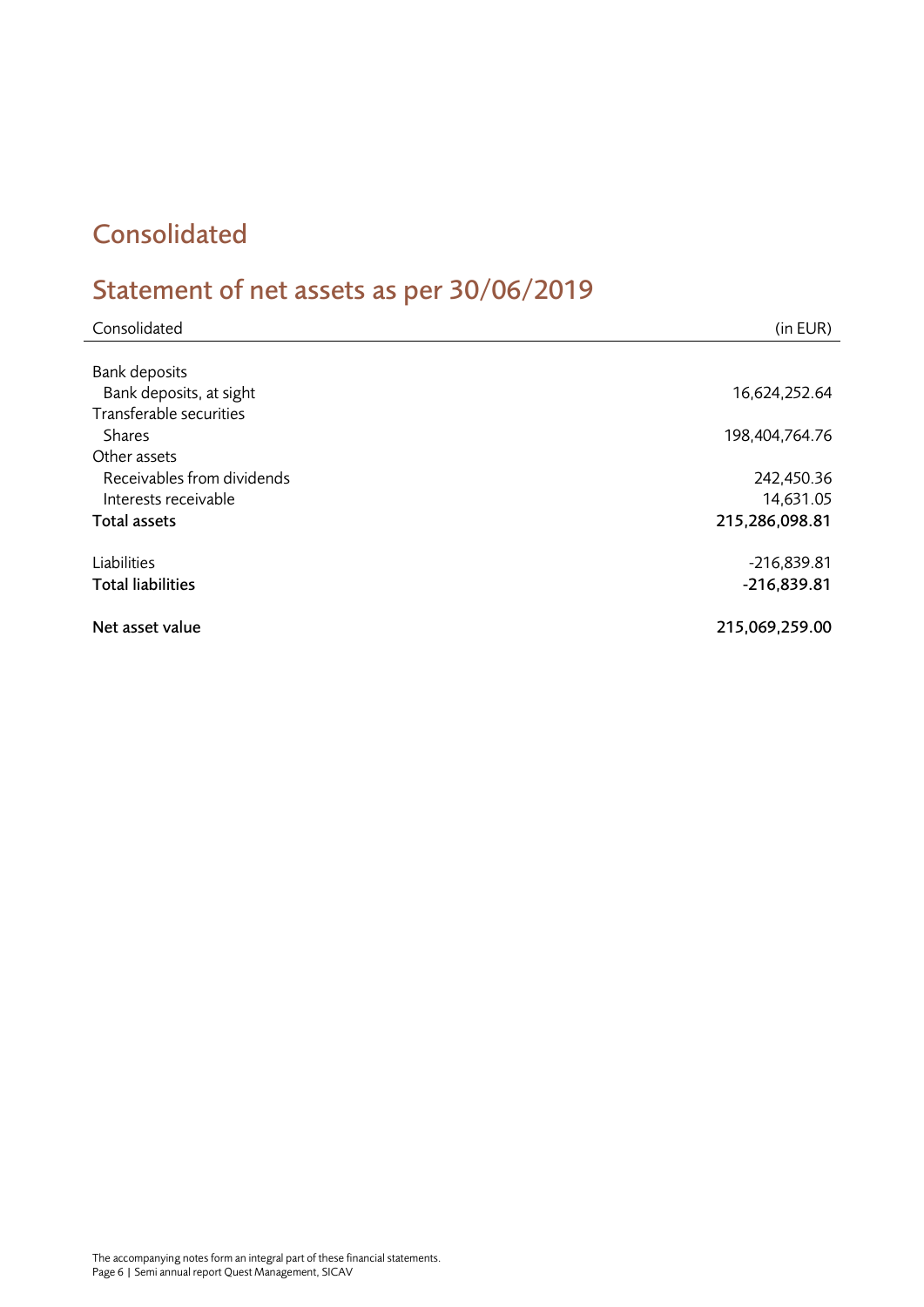# Consolidated

## Statement of net assets as per 30/06/2019

| Consolidated | (in EUR) |
|---|---|
| Bank deposits | |
| Bank deposits, at sight | 16,624,252.64 |
| Transferable securities | |
| Shares | 198,404,764.76 |
| Other assets | |
| Receivables from dividends | 242,450.36 |
| Interests receivable | 14,631.05 |
| **Total assets** | **215,286,098.81** |
| Liabilities | -216,839.81 |
| **Total liabilities** | **-216,839.81** |
| **Net asset value** | **215,069,259.00** |

The accompanying notes form an integral part of these financial statements.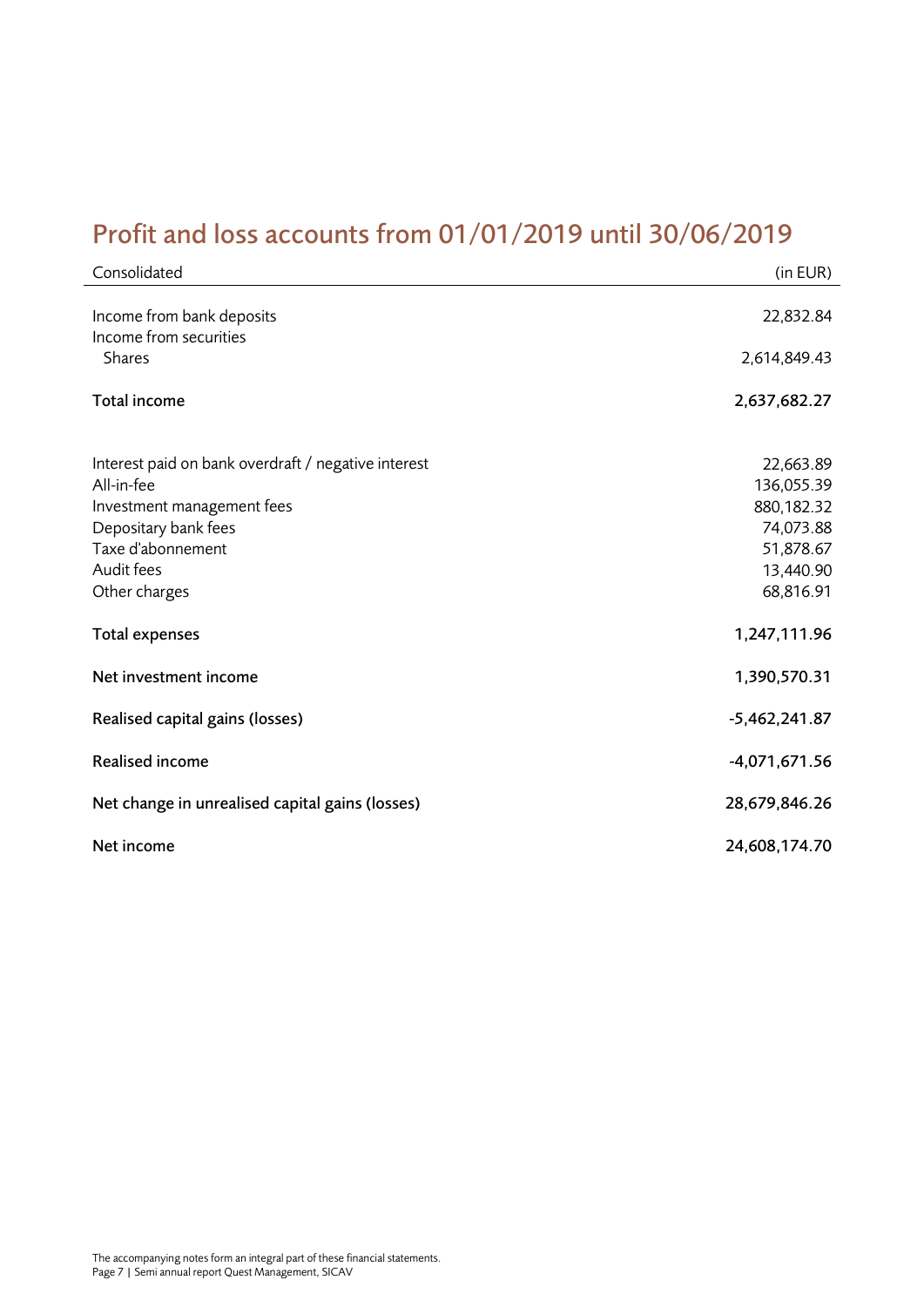# Profit and loss accounts from 01/01/2019 until 30/06/2019

| Consolidated | (in EUR) |
| --- | --- |
| Income from bank deposits | 22,832.84 |
| Income from securities | |
| Shares | 2,614,849.43 |
| **Total income** | **2,637,682.27** |
| Interest paid on bank overdraft / negative interest | 22,663.89 |
| All-in-fee | 136,055.39 |
| Investment management fees | 880,182.32 |
| Depositary bank fees | 74,073.88 |
| Taxe d'abonnement | 51,878.67 |
| Audit fees | 13,440.90 |
| Other charges | 68,816.91 |
| **Total expenses** | **1,247,111.96** |
| **Net investment income** | **1,390,570.31** |
| **Realised capital gains (losses)** | **-5,462,241.87** |
| **Realised income** | **-4,071,671.56** |
| **Net change in unrealised capital gains (losses)** | **28,679,846.26** |
| **Net income** | **24,608,174.70** |

The accompanying notes form an integral part of these financial statements.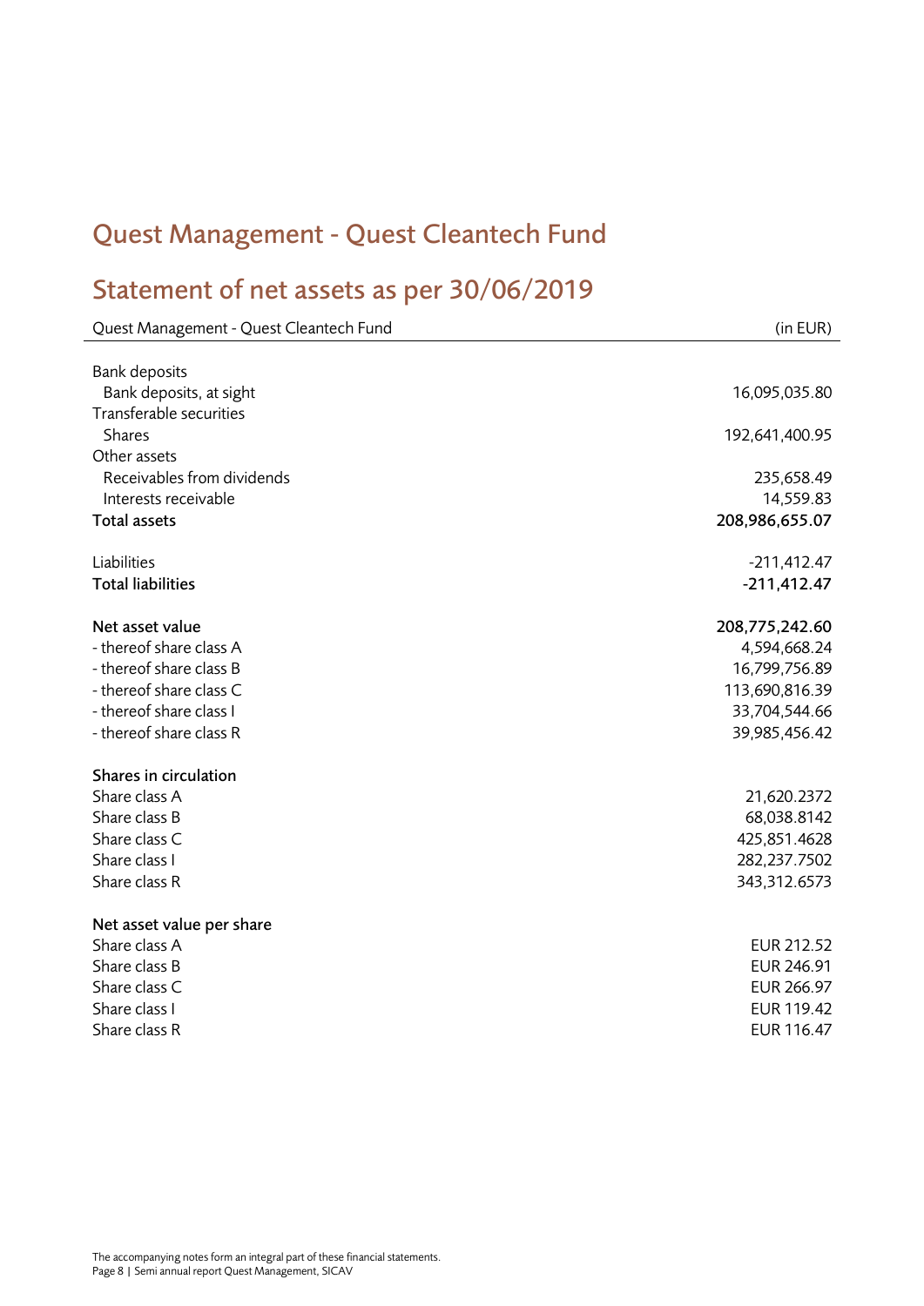# Quest Management - Quest Cleantech Fund

## Statement of net assets as per 30/06/2019

| Quest Management - Quest Cleantech Fund | (in EUR) |
|---|---|
| Bank deposits | |
| Bank deposits, at sight | 16,095,035.80 |
| Transferable securities | |
| Shares | 192,641,400.95 |
| Other assets | |
| Receivables from dividends | 235,658.49 |
| Interests receivable | 14,559.83 |
| **Total assets** | **208,986,655.07** |
| | |
| Liabilities | -211,412.47 |
| **Total liabilities** | **-211,412.47** |
| | |
| **Net asset value** | **208,775,242.60** |
| - thereof share class A | 4,594,668.24 |
| - thereof share class B | 16,799,756.89 |
| - thereof share class C | 113,690,816.39 |
| - thereof share class I | 33,704,544.66 |
| - thereof share class R | 39,985,456.42 |
| | |
| **Shares in circulation** | |
| Share class A | 21,620.2372 |
| Share class B | 68,038.8142 |
| Share class C | 425,851.4628 |
| Share class I | 282,237.7502 |
| Share class R | 343,312.6573 |
| | |
| **Net asset value per share** | |
| Share class A | EUR 212.52 |
| Share class B | EUR 246.91 |
| Share class C | EUR 266.97 |
| Share class I | EUR 119.42 |
| Share class R | EUR 116.47 |

The accompanying notes form an integral part of these financial statements.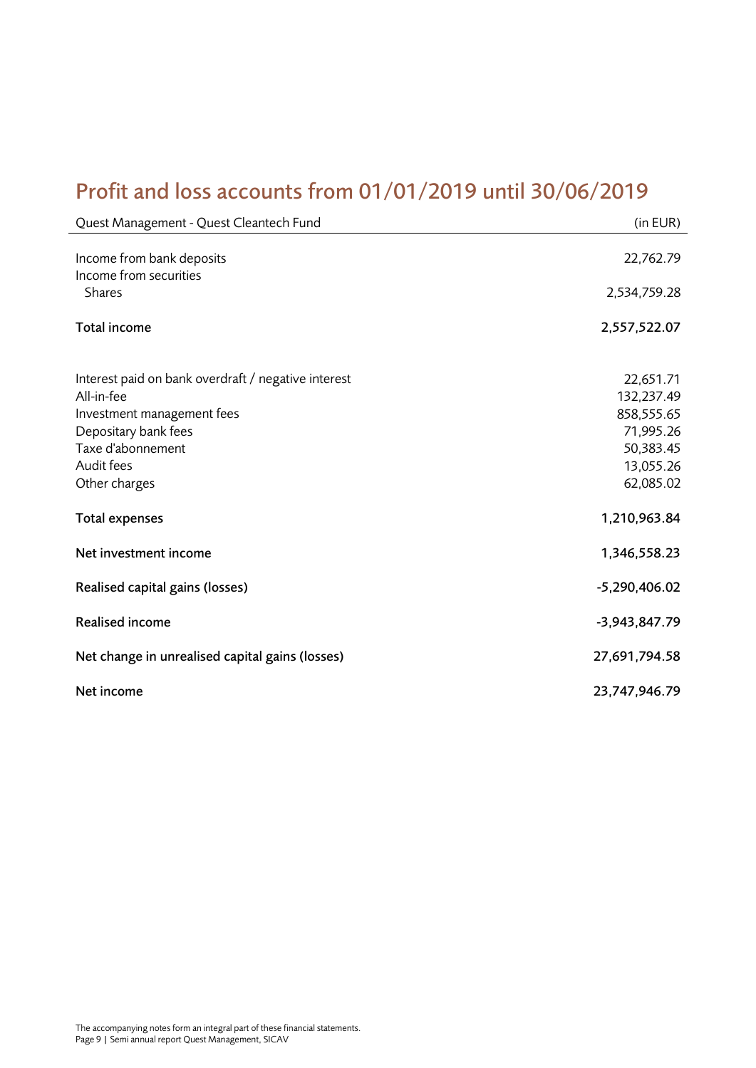# Profit and loss accounts from 01/01/2019 until 30/06/2019

| Quest Management - Quest Cleantech Fund | (in EUR) |
|---|---|
| Income from bank deposits | 22,762.79 |
| Income from securities | |
| Shares | 2,534,759.28 |
| **Total income** | **2,557,522.07** |
| Interest paid on bank overdraft / negative interest | 22,651.71 |
| All-in-fee | 132,237.49 |
| Investment management fees | 858,555.65 |
| Depositary bank fees | 71,995.26 |
| Taxe d'abonnement | 50,383.45 |
| Audit fees | 13,055.26 |
| Other charges | 62,085.02 |
| **Total expenses** | **1,210,963.84** |
| **Net investment income** | **1,346,558.23** |
| **Realised capital gains (losses)** | **-5,290,406.02** |
| **Realised income** | **-3,943,847.79** |
| **Net change in unrealised capital gains (losses)** | **27,691,794.58** |
| **Net income** | **23,747,946.79** |

The accompanying notes form an integral part of these financial statements.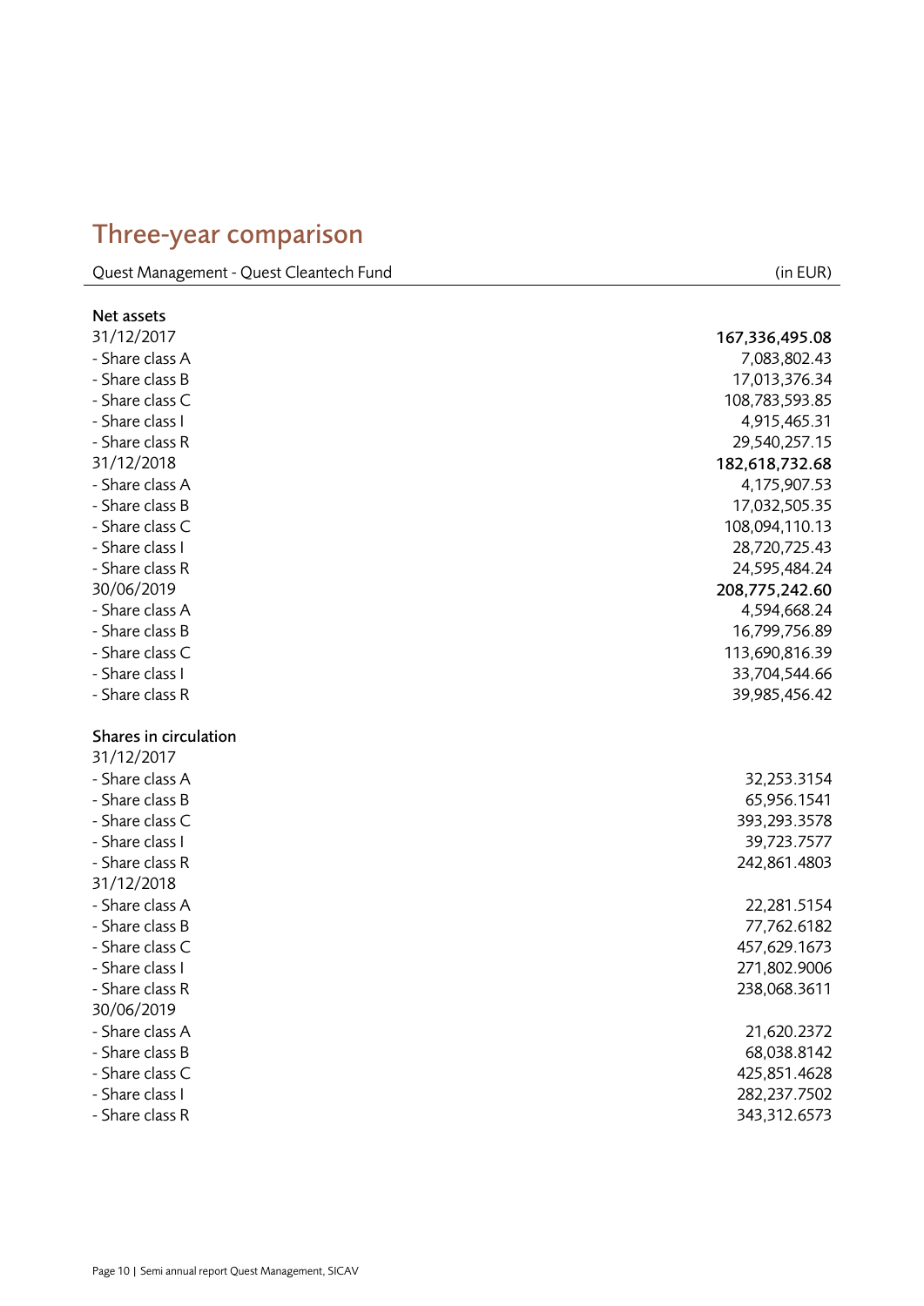# Three-year comparison

| Quest Management - Quest Cleantech Fund | (in EUR) |
|---|---|
| **Net assets** | |
| 31/12/2017 | **167,336,495.08** |
| - Share class A | 7,083,802.43 |
| - Share class B | 17,013,376.34 |
| - Share class C | 108,783,593.85 |
| - Share class I | 4,915,465.31 |
| - Share class R | 29,540,257.15 |
| 31/12/2018 | **182,618,732.68** |
| - Share class A | 4,175,907.53 |
| - Share class B | 17,032,505.35 |
| - Share class C | 108,094,110.13 |
| - Share class I | 28,720,725.43 |
| - Share class R | 24,595,484.24 |
| 30/06/2019 | **208,775,242.60** |
| - Share class A | 4,594,668.24 |
| - Share class B | 16,799,756.89 |
| - Share class C | 113,690,816.39 |
| - Share class I | 33,704,544.66 |
| - Share class R | 39,985,456.42 |
| **Shares in circulation** | |
| 31/12/2017 | |
| - Share class A | 32,253.3154 |
| - Share class B | 65,956.1541 |
| - Share class C | 393,293.3578 |
| - Share class I | 39,723.7577 |
| - Share class R | 242,861.4803 |
| 31/12/2018 | |
| - Share class A | 22,281.5154 |
| - Share class B | 77,762.6182 |
| - Share class C | 457,629.1673 |
| - Share class I | 271,802.9006 |
| - Share class R | 238,068.3611 |
| 30/06/2019 | |
| - Share class A | 21,620.2372 |
| - Share class B | 68,038.8142 |
| - Share class C | 425,851.4628 |
| - Share class I | 282,237.7502 |
| - Share class R | 343,312.6573 |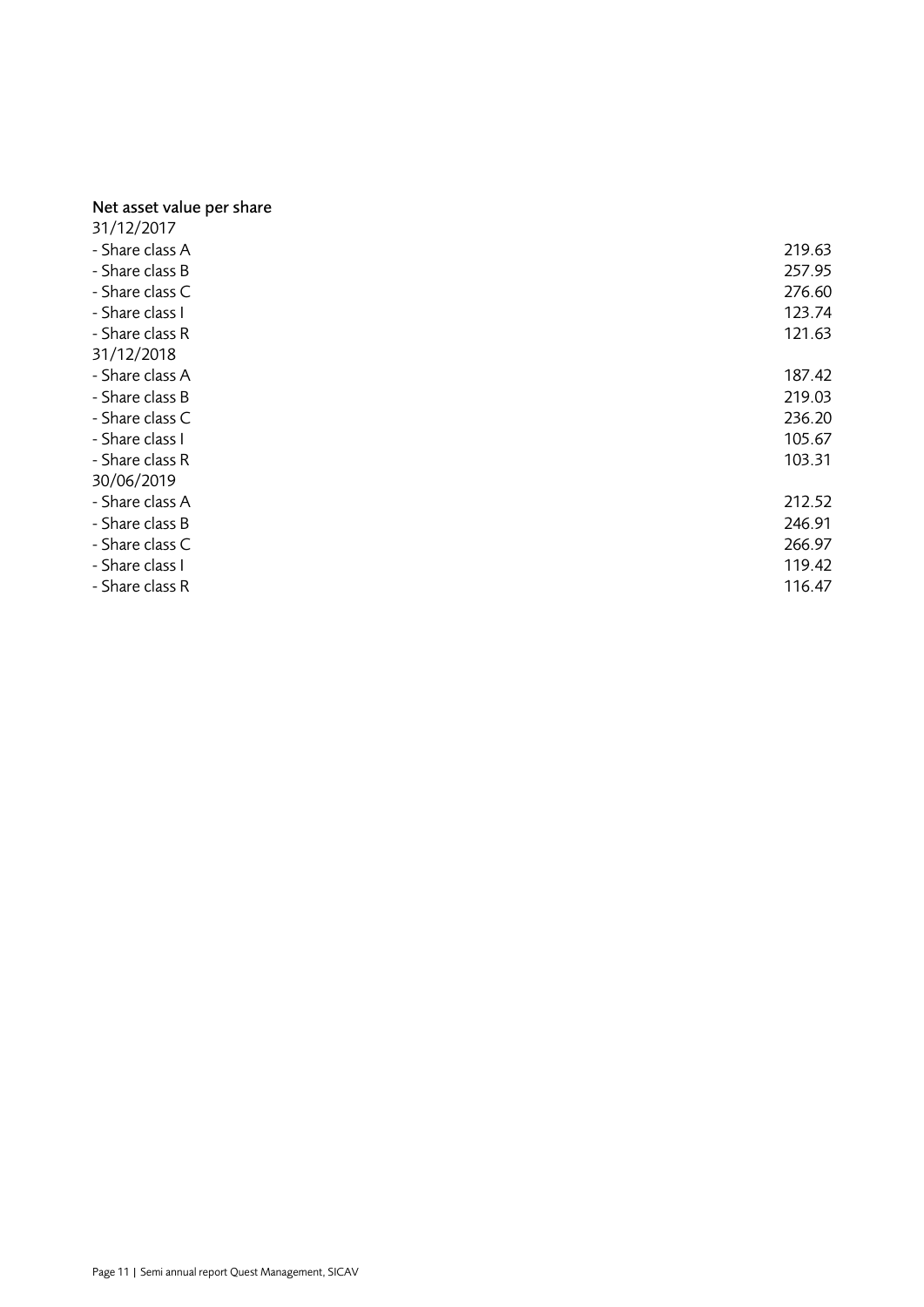## Net asset value per share

| | |
|---|---|
| 31/12/2017 | |
| - Share class A | 219.63 |
| - Share class B | 257.95 |
| - Share class C | 276.60 |
| - Share class I | 123.74 |
| - Share class R | 121.63 |
| 31/12/2018 | |
| - Share class A | 187.42 |
| - Share class B | 219.03 |
| - Share class C | 236.20 |
| - Share class I | 105.67 |
| - Share class R | 103.31 |
| 30/06/2019 | |
| - Share class A | 212.52 |
| - Share class B | 246.91 |
| - Share class C | 266.97 |
| - Share class I | 119.42 |
| - Share class R | 116.47 |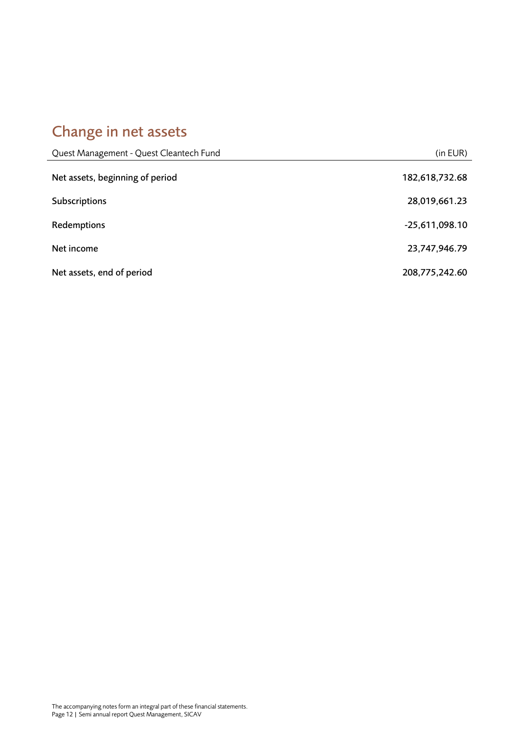# Change in net assets

| Quest Management - Quest Cleantech Fund | (in EUR) |
|---|---|
| Net assets, beginning of period | 182,618,732.68 |
| Subscriptions | 28,019,661.23 |
| Redemptions | -25,611,098.10 |
| Net income | 23,747,946.79 |
| Net assets, end of period | 208,775,242.60 |

The accompanying notes form an integral part of these financial statements.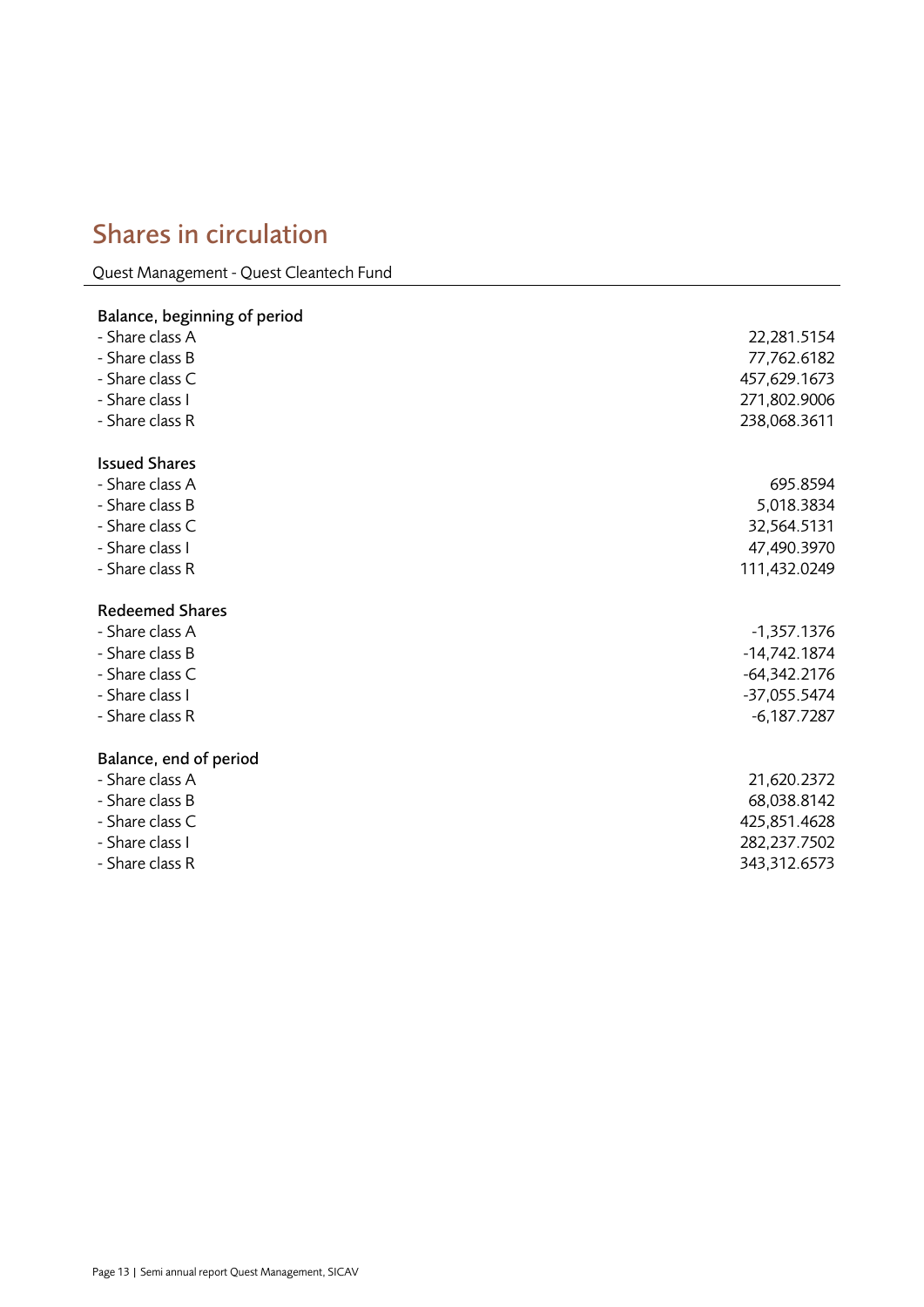# Shares in circulation

Quest Management - Quest Cleantech Fund

| | |
|---|---|
| **Balance, beginning of period** | |
| - Share class A | 22,281.5154 |
| - Share class B | 77,762.6182 |
| - Share class C | 457,629.1673 |
| - Share class I | 271,802.9006 |
| - Share class R | 238,068.3611 |
| **Issued Shares** | |
| - Share class A | 695.8594 |
| - Share class B | 5,018.3834 |
| - Share class C | 32,564.5131 |
| - Share class I | 47,490.3970 |
| - Share class R | 111,432.0249 |
| **Redeemed Shares** | |
| - Share class A | -1,357.1376 |
| - Share class B | -14,742.1874 |
| - Share class C | -64,342.2176 |
| - Share class I | -37,055.5474 |
| - Share class R | -6,187.7287 |
| **Balance, end of period** | |
| - Share class A | 21,620.2372 |
| - Share class B | 68,038.8142 |
| - Share class C | 425,851.4628 |
| - Share class I | 282,237.7502 |
| - Share class R | 343,312.6573 |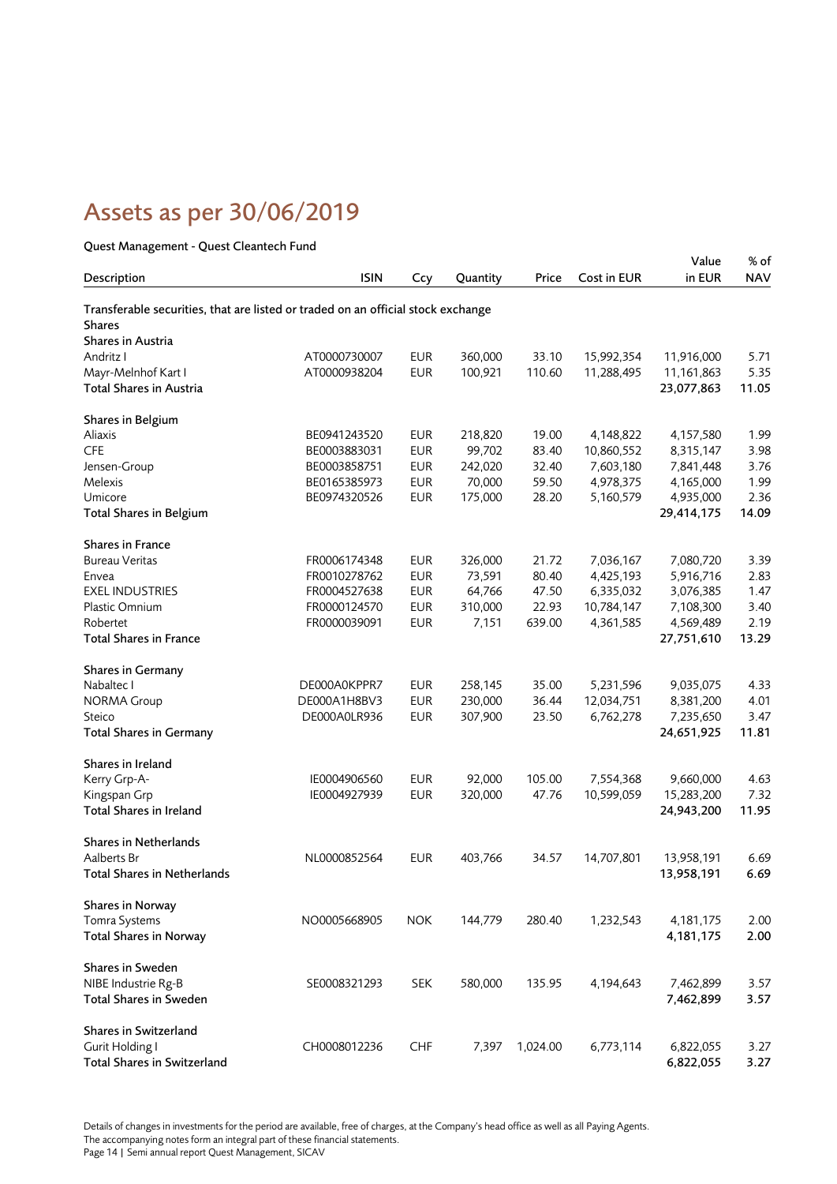# Assets as per 30/06/2019

**Quest Management - Quest Cleantech Fund**

| Description | ISIN | Ccy | Quantity | Price | Cost in EUR | Value in EUR | % of NAV |
|---|---|---|---|---|---|---|---|
| **Transferable securities, that are listed or traded on an official stock exchange** | | | | | | | |
| **Shares** | | | | | | | |
| **Shares in Austria** | | | | | | | |
| Andritz I | AT0000730007 | EUR | 360,000 | 33.10 | 15,992,354 | 11,916,000 | 5.71 |
| Mayr-Melnhof Kart I | AT0000938204 | EUR | 100,921 | 110.60 | 11,288,495 | 11,161,863 | 5.35 |
| **Total Shares in Austria** | | | | | | **23,077,863** | **11.05** |
| **Shares in Belgium** | | | | | | | |
| Aliaxis | BE0941243520 | EUR | 218,820 | 19.00 | 4,148,822 | 4,157,580 | 1.99 |
| CFE | BE0003883031 | EUR | 99,702 | 83.40 | 10,860,552 | 8,315,147 | 3.98 |
| Jensen-Group | BE0003858751 | EUR | 242,020 | 32.40 | 7,603,180 | 7,841,448 | 3.76 |
| Melexis | BE0165385973 | EUR | 70,000 | 59.50 | 4,978,375 | 4,165,000 | 1.99 |
| Umicore | BE0974320526 | EUR | 175,000 | 28.20 | 5,160,579 | 4,935,000 | 2.36 |
| **Total Shares in Belgium** | | | | | | **29,414,175** | **14.09** |
| **Shares in France** | | | | | | | |
| Bureau Veritas | FR0006174348 | EUR | 326,000 | 21.72 | 7,036,167 | 7,080,720 | 3.39 |
| Envea | FR0010278762 | EUR | 73,591 | 80.40 | 4,425,193 | 5,916,716 | 2.83 |
| EXEL INDUSTRIES | FR0004527638 | EUR | 64,766 | 47.50 | 6,335,032 | 3,076,385 | 1.47 |
| Plastic Omnium | FR0000124570 | EUR | 310,000 | 22.93 | 10,784,147 | 7,108,300 | 3.40 |
| Robertet | FR0000039091 | EUR | 7,151 | 639.00 | 4,361,585 | 4,569,489 | 2.19 |
| **Total Shares in France** | | | | | | **27,751,610** | **13.29** |
| **Shares in Germany** | | | | | | | |
| Nabaltec I | DE000A0KPPR7 | EUR | 258,145 | 35.00 | 5,231,596 | 9,035,075 | 4.33 |
| NORMA Group | DE000A1H8BV3 | EUR | 230,000 | 36.44 | 12,034,751 | 8,381,200 | 4.01 |
| Steico | DE000A0LR936 | EUR | 307,900 | 23.50 | 6,762,278 | 7,235,650 | 3.47 |
| **Total Shares in Germany** | | | | | | **24,651,925** | **11.81** |
| **Shares in Ireland** | | | | | | | |
| Kerry Grp-A- | IE0004906560 | EUR | 92,000 | 105.00 | 7,554,368 | 9,660,000 | 4.63 |
| Kingspan Grp | IE0004927939 | EUR | 320,000 | 47.76 | 10,599,059 | 15,283,200 | 7.32 |
| **Total Shares in Ireland** | | | | | | **24,943,200** | **11.95** |
| **Shares in Netherlands** | | | | | | | |
| Aalberts Br | NL0000852564 | EUR | 403,766 | 34.57 | 14,707,801 | 13,958,191 | 6.69 |
| **Total Shares in Netherlands** | | | | | | **13,958,191** | **6.69** |
| **Shares in Norway** | | | | | | | |
| Tomra Systems | NO0005668905 | NOK | 144,779 | 280.40 | 1,232,543 | 4,181,175 | 2.00 |
| **Total Shares in Norway** | | | | | | **4,181,175** | **2.00** |
| **Shares in Sweden** | | | | | | | |
| NIBE Industrie Rg-B | SE0008321293 | SEK | 580,000 | 135.95 | 4,194,643 | 7,462,899 | 3.57 |
| **Total Shares in Sweden** | | | | | | **7,462,899** | **3.57** |
| **Shares in Switzerland** | | | | | | | |
| Gurit Holding I | CH0008012236 | CHF | 7,397 | 1,024.00 | 6,773,114 | 6,822,055 | 3.27 |
| **Total Shares in Switzerland** | | | | | | **6,822,055** | **3.27** |

Details of changes in investments for the period are available, free of charges, at the Company's head office as well as all Paying Agents.
The accompanying notes form an integral part of these financial statements.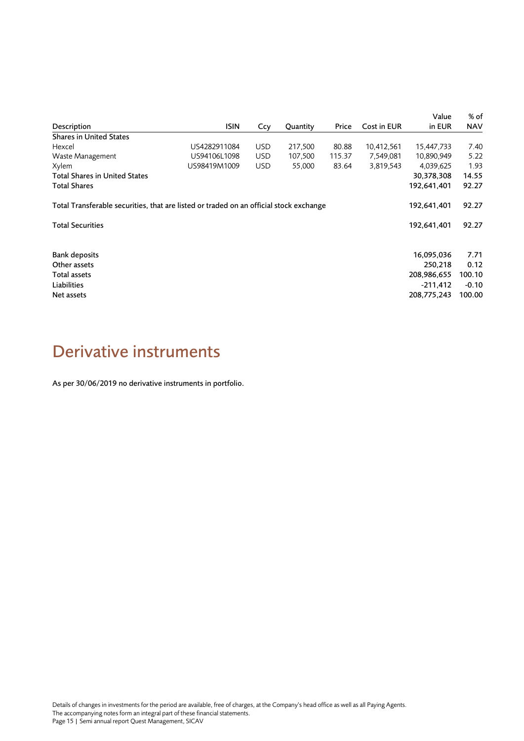| Description | ISIN | Ccy | Quantity | Price | Cost in EUR | Value in EUR | % of NAV |
|---|---|---|---|---|---|---|---|
| **Shares in United States** | | | | | | | |
| Hexcel | US4282911084 | USD | 217,500 | 80.88 | 10,412,561 | 15,447,733 | 7.40 |
| Waste Management | US94106L1098 | USD | 107,500 | 115.37 | 7,549,081 | 10,890,949 | 5.22 |
| Xylem | US98419M1009 | USD | 55,000 | 83.64 | 3,819,543 | 4,039,625 | 1.93 |
| **Total Shares in United States** | | | | | | 30,378,308 | 14.55 |
| **Total Shares** | | | | | | 192,641,401 | 92.27 |
| Total Transferable securities, that are listed or traded on an official stock exchange | | | | | | 192,641,401 | 92.27 |
| Total Securities | | | | | | 192,641,401 | 92.27 |
| Bank deposits | | | | | | 16,095,036 | 7.71 |
| Other assets | | | | | | 250,218 | 0.12 |
| Total assets | | | | | | 208,986,655 | 100.10 |
| Liabilities | | | | | | -211,412 | -0.10 |
| Net assets | | | | | | 208,775,243 | 100.00 |

# Derivative instruments

As per 30/06/2019 no derivative instruments in portfolio.

Details of changes in investments for the period are available, free of charges, at the Company's head office as well as all Paying Agents.
The accompanying notes form an integral part of these financial statements.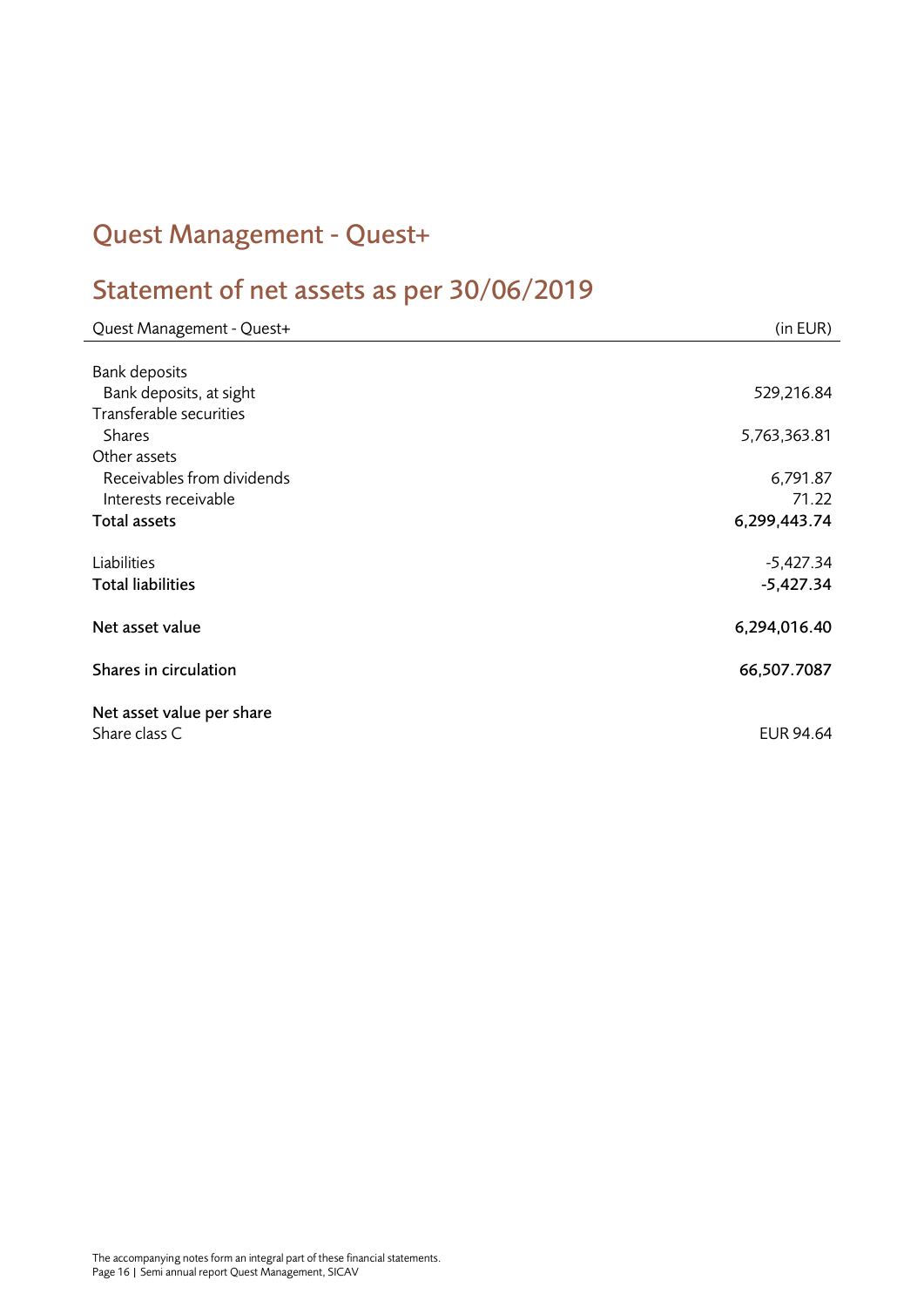# Quest Management - Quest+

## Statement of net assets as per 30/06/2019

| Quest Management - Quest+ | (in EUR) |
|---|---|
| Bank deposits | |
| Bank deposits, at sight | 529,216.84 |
| Transferable securities | |
| Shares | 5,763,363.81 |
| Other assets | |
| Receivables from dividends | 6,791.87 |
| Interests receivable | 71.22 |
| **Total assets** | **6,299,443.74** |
| Liabilities | -5,427.34 |
| **Total liabilities** | **-5,427.34** |
| **Net asset value** | **6,294,016.40** |
| **Shares in circulation** | **66,507.7087** |
| **Net asset value per share** | |
| Share class C | EUR 94.64 |

The accompanying notes form an integral part of these financial statements.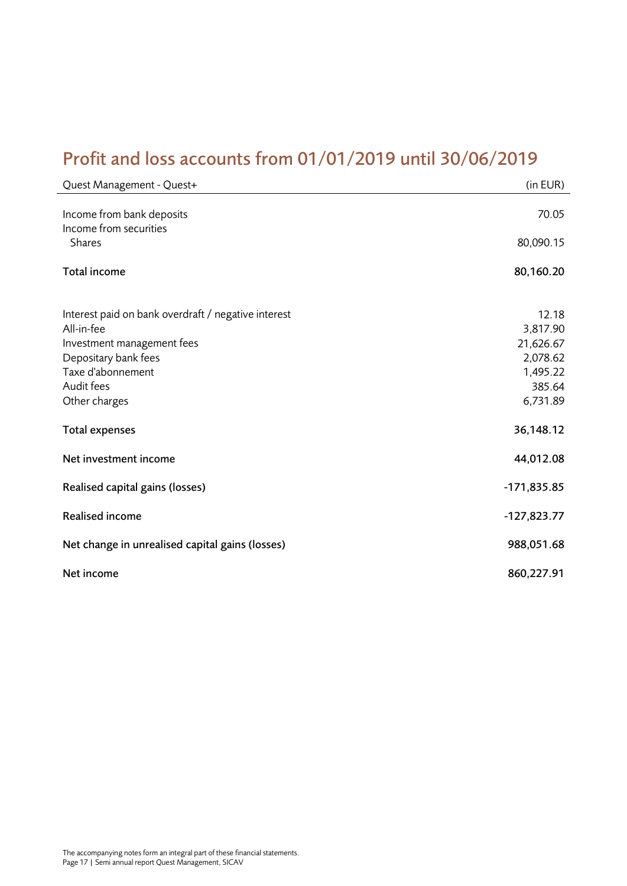# Profit and loss accounts from 01/01/2019 until 30/06/2019

| Quest Management - Quest+ | (in EUR) |
|---|---|
| Income from bank deposits | 70.05 |
| Income from securities | |
| Shares | 80,090.15 |
| **Total income** | **80,160.20** |
| Interest paid on bank overdraft / negative interest | 12.18 |
| All-in-fee | 3,817.90 |
| Investment management fees | 21,626.67 |
| Depositary bank fees | 2,078.62 |
| Taxe d'abonnement | 1,495.22 |
| Audit fees | 385.64 |
| Other charges | 6,731.89 |
| **Total expenses** | **36,148.12** |
| **Net investment income** | **44,012.08** |
| **Realised capital gains (losses)** | **-171,835.85** |
| **Realised income** | **-127,823.77** |
| **Net change in unrealised capital gains (losses)** | **988,051.68** |
| **Net income** | **860,227.91** |

The accompanying notes form an integral part of these financial statements.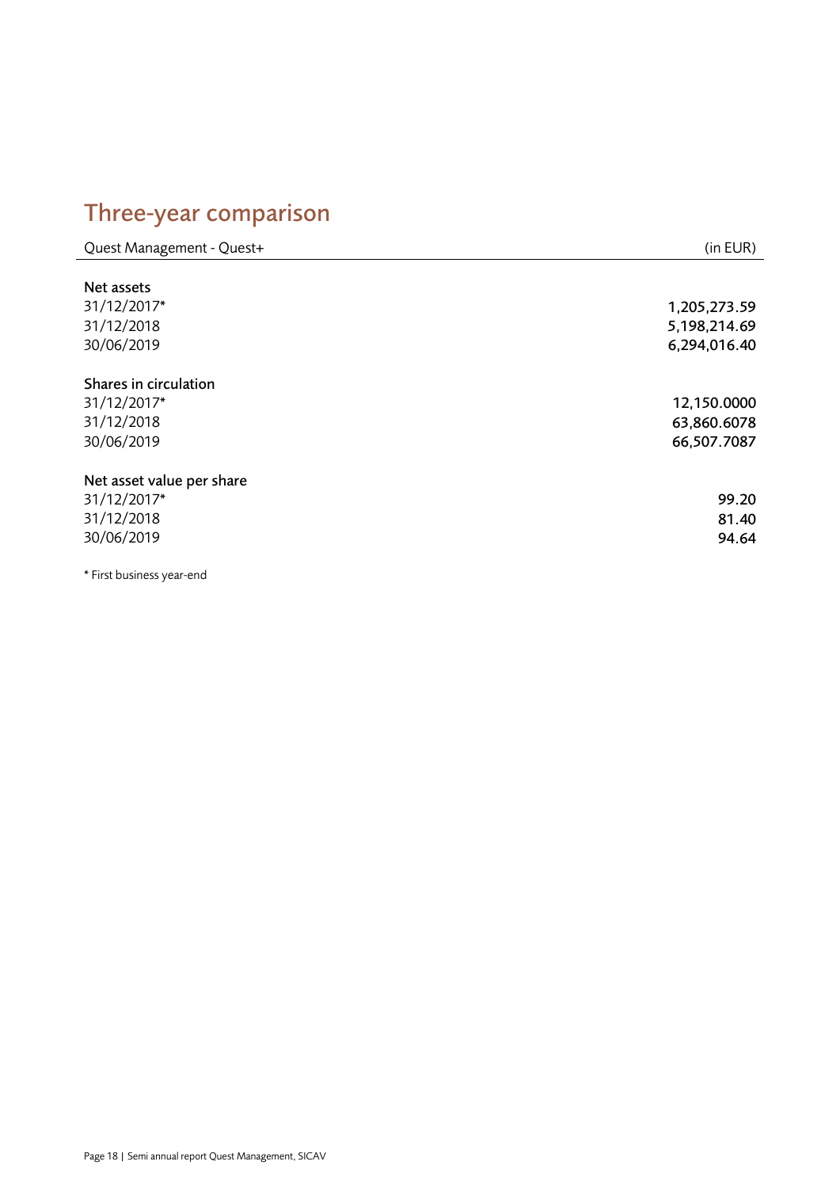# Three-year comparison

| Quest Management - Quest+ | (in EUR) |
| --- | --- |
| **Net assets** | |
| 31/12/2017* | 1,205,273.59 |
| 31/12/2018 | 5,198,214.69 |
| 30/06/2019 | 6,294,016.40 |
| **Shares in circulation** | |
| 31/12/2017* | 12,150.0000 |
| 31/12/2018 | 63,860.6078 |
| 30/06/2019 | 66,507.7087 |
| **Net asset value per share** | |
| 31/12/2017* | 99.20 |
| 31/12/2018 | 81.40 |
| 30/06/2019 | 94.64 |

\* First business year-end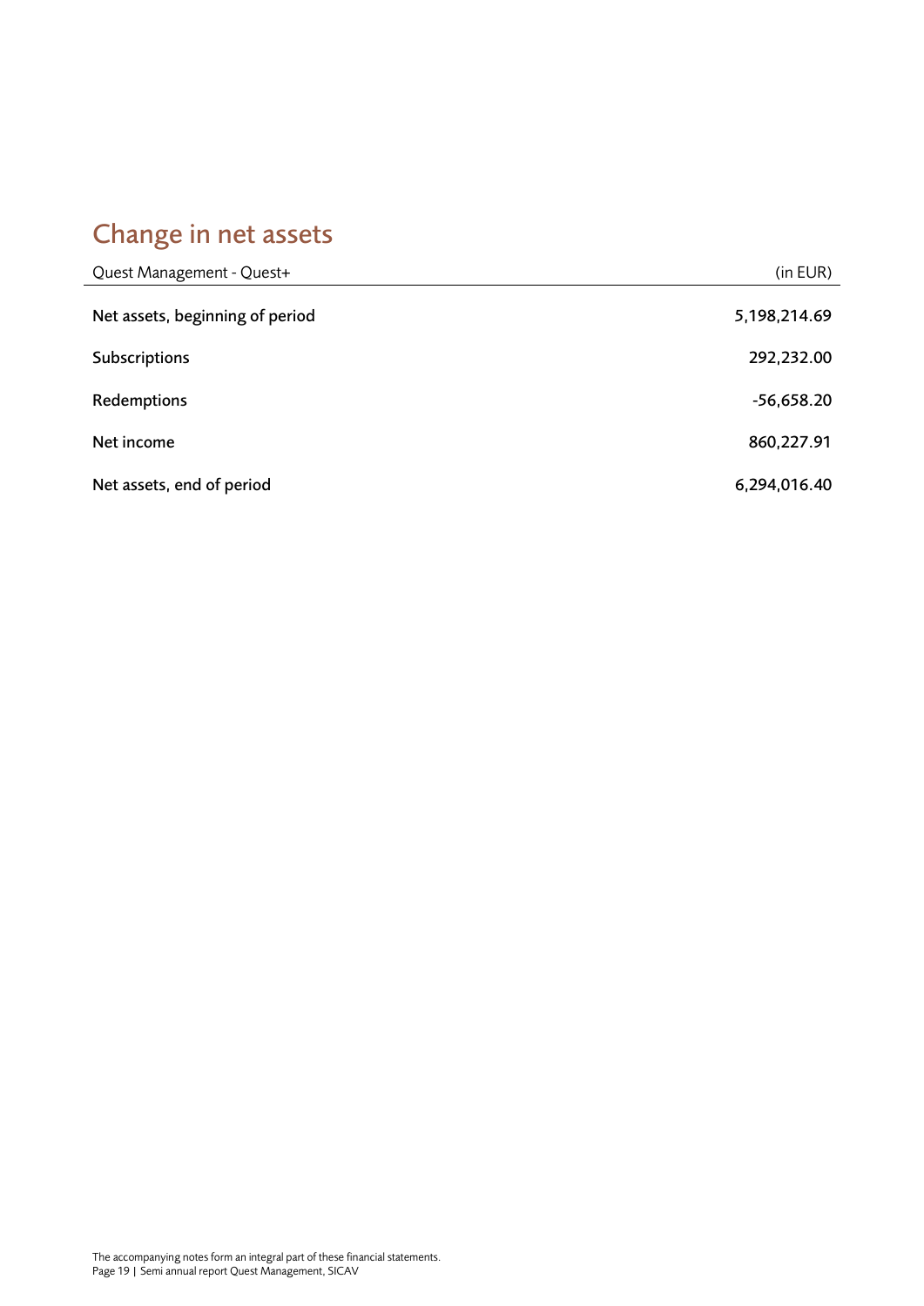# Change in net assets

| Quest Management - Quest+ | (in EUR) |
|---|---|
| **Net assets, beginning of period** | 5,198,214.69 |
| **Subscriptions** | 292,232.00 |
| **Redemptions** | -56,658.20 |
| **Net income** | 860,227.91 |
| **Net assets, end of period** | 6,294,016.40 |

The accompanying notes form an integral part of these financial statements.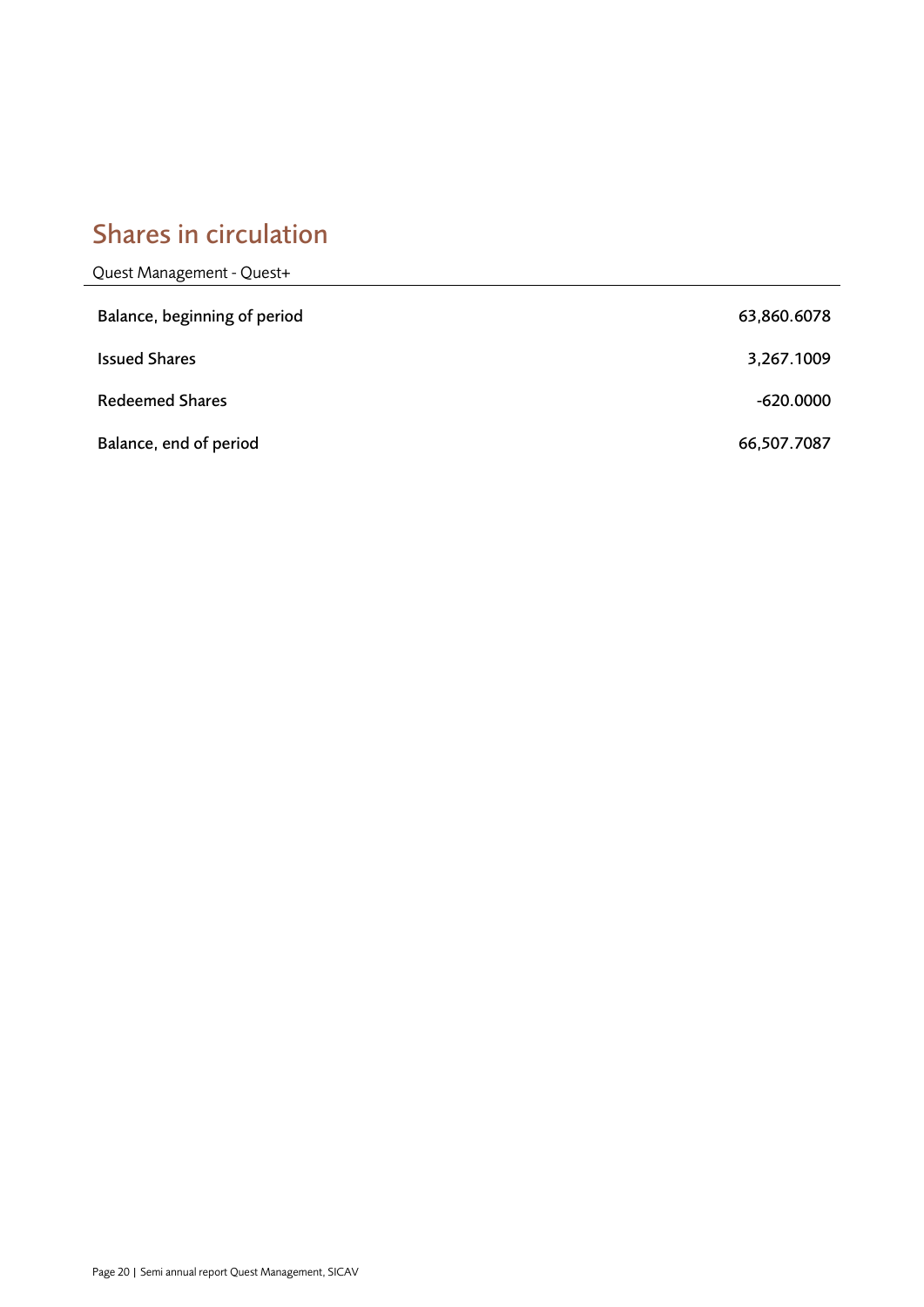## Shares in circulation

Quest Management - Quest+

| | |
|---|---|
| Balance, beginning of period | 63,860.6078 |
| Issued Shares | 3,267.1009 |
| Redeemed Shares | -620.0000 |
| Balance, end of period | 66,507.7087 |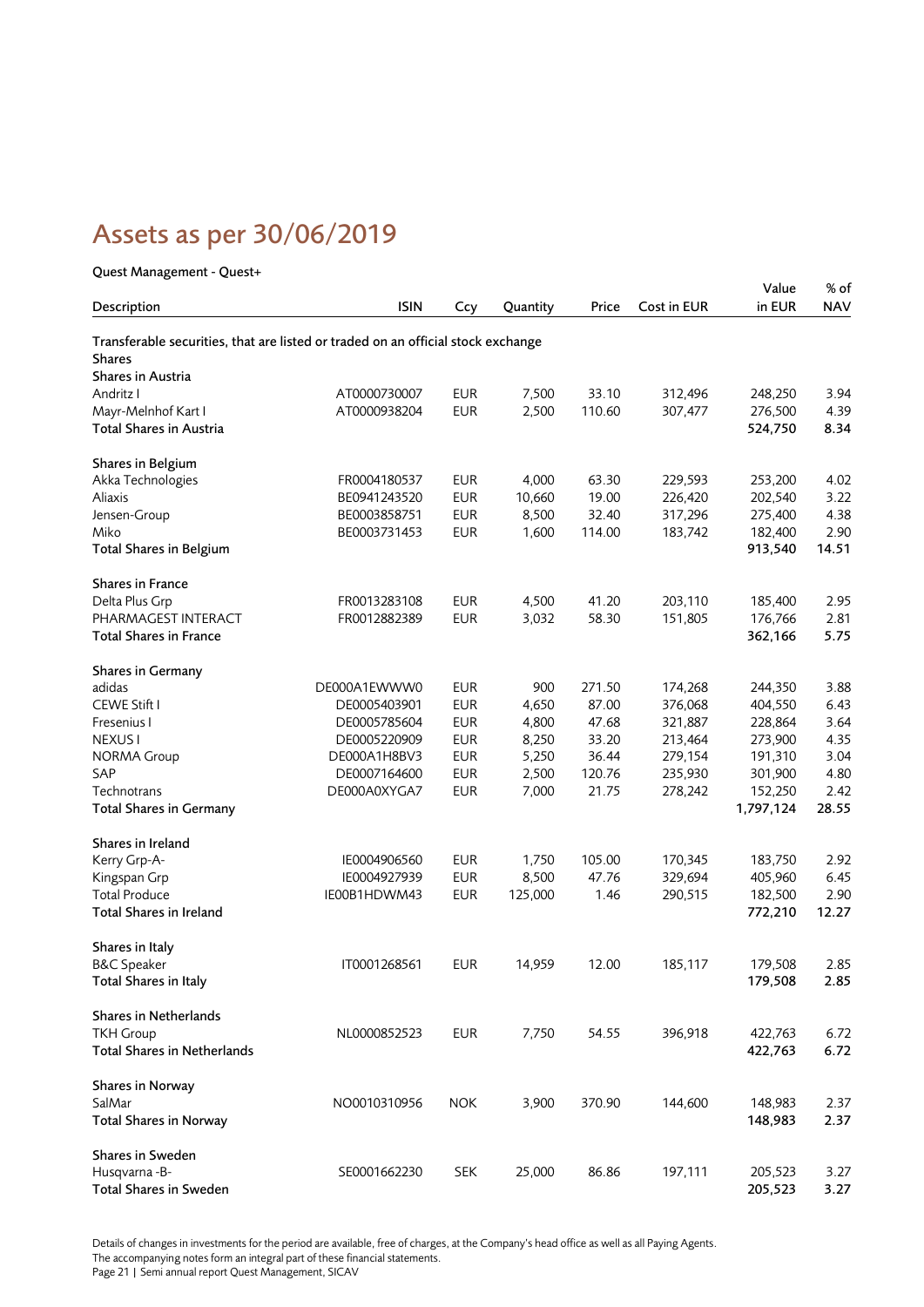# Assets as per 30/06/2019

Quest Management - Quest+

| Description | ISIN | Ccy | Quantity | Price | Cost in EUR | Value in EUR | % of NAV |
|---|---|---|---|---|---|---|---|
| Transferable securities, that are listed or traded on an official stock exchange | | | | | | | |
| Shares | | | | | | | |
| Shares in Austria | | | | | | | |
| Andritz I | AT0000730007 | EUR | 7,500 | 33.10 | 312,496 | 248,250 | 3.94 |
| Mayr-Melnhof Kart I | AT0000938204 | EUR | 2,500 | 110.60 | 307,477 | 276,500 | 4.39 |
| **Total Shares in Austria** | | | | | | **524,750** | **8.34** |
| Shares in Belgium | | | | | | | |
| Akka Technologies | FR0004180537 | EUR | 4,000 | 63.30 | 229,593 | 253,200 | 4.02 |
| Aliaxis | BE0941243520 | EUR | 10,660 | 19.00 | 226,420 | 202,540 | 3.22 |
| Jensen-Group | BE0003858751 | EUR | 8,500 | 32.40 | 317,296 | 275,400 | 4.38 |
| Miko | BE0003731453 | EUR | 1,600 | 114.00 | 183,742 | 182,400 | 2.90 |
| **Total Shares in Belgium** | | | | | | **913,540** | **14.51** |
| Shares in France | | | | | | | |
| Delta Plus Grp | FR0013283108 | EUR | 4,500 | 41.20 | 203,110 | 185,400 | 2.95 |
| PHARMAGEST INTERACT | FR0012882389 | EUR | 3,032 | 58.30 | 151,805 | 176,766 | 2.81 |
| **Total Shares in France** | | | | | | **362,166** | **5.75** |
| Shares in Germany | | | | | | | |
| adidas | DE000A1EWWW0 | EUR | 900 | 271.50 | 174,268 | 244,350 | 3.88 |
| CEWE Stift I | DE0005403901 | EUR | 4,650 | 87.00 | 376,068 | 404,550 | 6.43 |
| Fresenius I | DE0005785604 | EUR | 4,800 | 47.68 | 321,887 | 228,864 | 3.64 |
| NEXUS I | DE0005220909 | EUR | 8,250 | 33.20 | 213,464 | 273,900 | 4.35 |
| NORMA Group | DE000A1H8BV3 | EUR | 5,250 | 36.44 | 279,154 | 191,310 | 3.04 |
| SAP | DE0007164600 | EUR | 2,500 | 120.76 | 235,930 | 301,900 | 4.80 |
| Technotrans | DE000A0XYGA7 | EUR | 7,000 | 21.75 | 278,242 | 152,250 | 2.42 |
| **Total Shares in Germany** | | | | | | **1,797,124** | **28.55** |
| Shares in Ireland | | | | | | | |
| Kerry Grp-A- | IE0004906560 | EUR | 1,750 | 105.00 | 170,345 | 183,750 | 2.92 |
| Kingspan Grp | IE0004927939 | EUR | 8,500 | 47.76 | 329,694 | 405,960 | 6.45 |
| Total Produce | IE00B1HDWM43 | EUR | 125,000 | 1.46 | 290,515 | 182,500 | 2.90 |
| **Total Shares in Ireland** | | | | | | **772,210** | **12.27** |
| Shares in Italy | | | | | | | |
| B&C Speaker | IT0001268561 | EUR | 14,959 | 12.00 | 185,117 | 179,508 | 2.85 |
| **Total Shares in Italy** | | | | | | **179,508** | **2.85** |
| Shares in Netherlands | | | | | | | |
| TKH Group | NL0000852523 | EUR | 7,750 | 54.55 | 396,918 | 422,763 | 6.72 |
| **Total Shares in Netherlands** | | | | | | **422,763** | **6.72** |
| Shares in Norway | | | | | | | |
| SalMar | NO0010310956 | NOK | 3,900 | 370.90 | 144,600 | 148,983 | 2.37 |
| **Total Shares in Norway** | | | | | | **148,983** | **2.37** |
| Shares in Sweden | | | | | | | |
| Husqvarna -B- | SE0001662230 | SEK | 25,000 | 86.86 | 197,111 | 205,523 | 3.27 |
| **Total Shares in Sweden** | | | | | | **205,523** | **3.27** |

Details of changes in investments for the period are available, free of charges, at the Company's head office as well as all Paying Agents.
The accompanying notes form an integral part of these financial statements.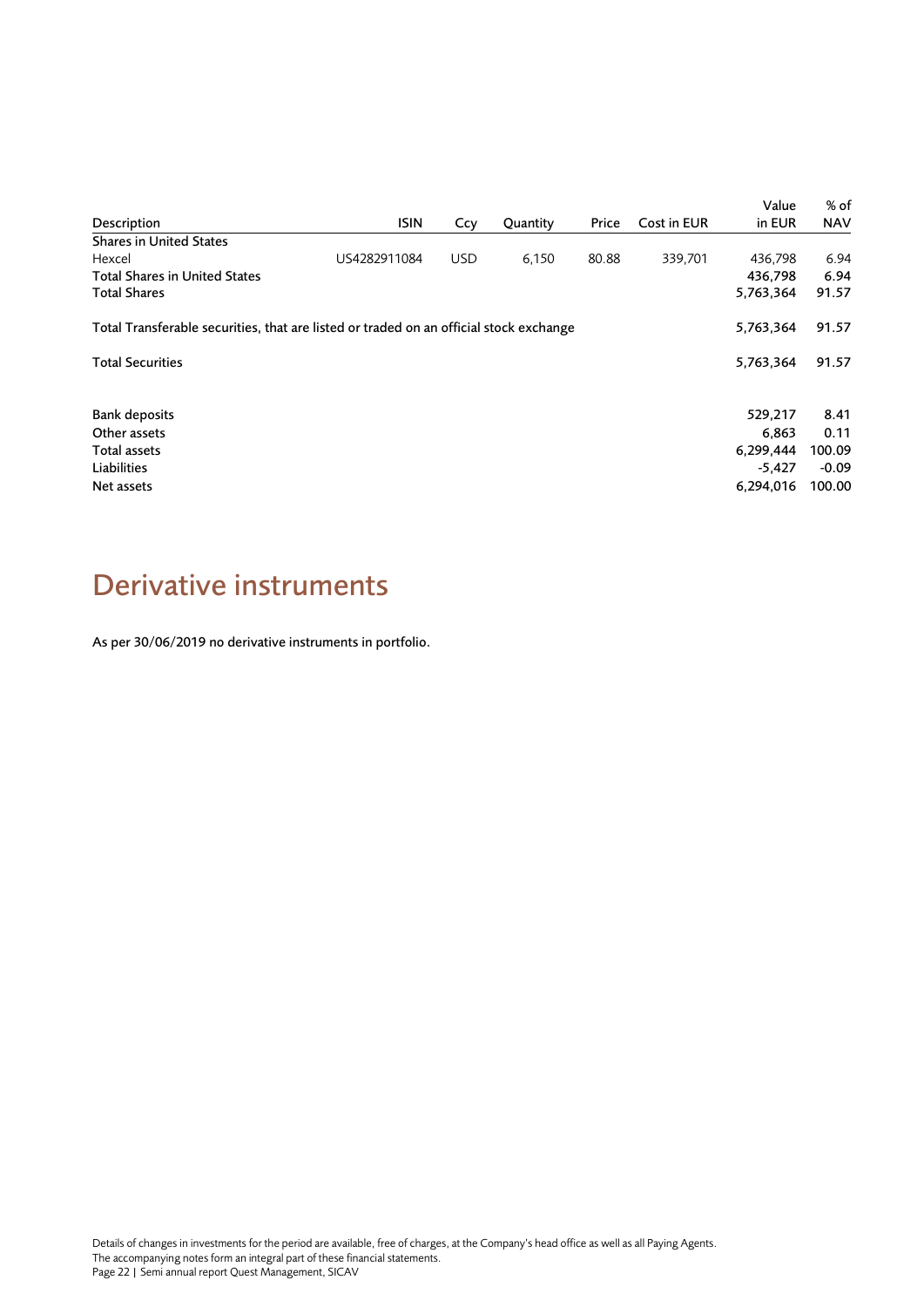| Description | ISIN | Ccy | Quantity | Price | Cost in EUR | Value in EUR | % of NAV |
|---|---|---|---|---|---|---|---|
| Shares in United States | | | | | | | |
| Hexcel | US4282911084 | USD | 6,150 | 80.88 | 339,701 | 436,798 | 6.94 |
| Total Shares in United States | | | | | | 436,798 | 6.94 |
| Total Shares | | | | | | 5,763,364 | 91.57 |
| Total Transferable securities, that are listed or traded on an official stock exchange | | | | | | 5,763,364 | 91.57 |
| Total Securities | | | | | | 5,763,364 | 91.57 |
| Bank deposits | | | | | | 529,217 | 8.41 |
| Other assets | | | | | | 6,863 | 0.11 |
| Total assets | | | | | | 6,299,444 | 100.09 |
| Liabilities | | | | | | -5,427 | -0.09 |
| Net assets | | | | | | 6,294,016 | 100.00 |

# Derivative instruments

As per 30/06/2019 no derivative instruments in portfolio.

Details of changes in investments for the period are available, free of charges, at the Company's head office as well as all Paying Agents.
The accompanying notes form an integral part of these financial statements.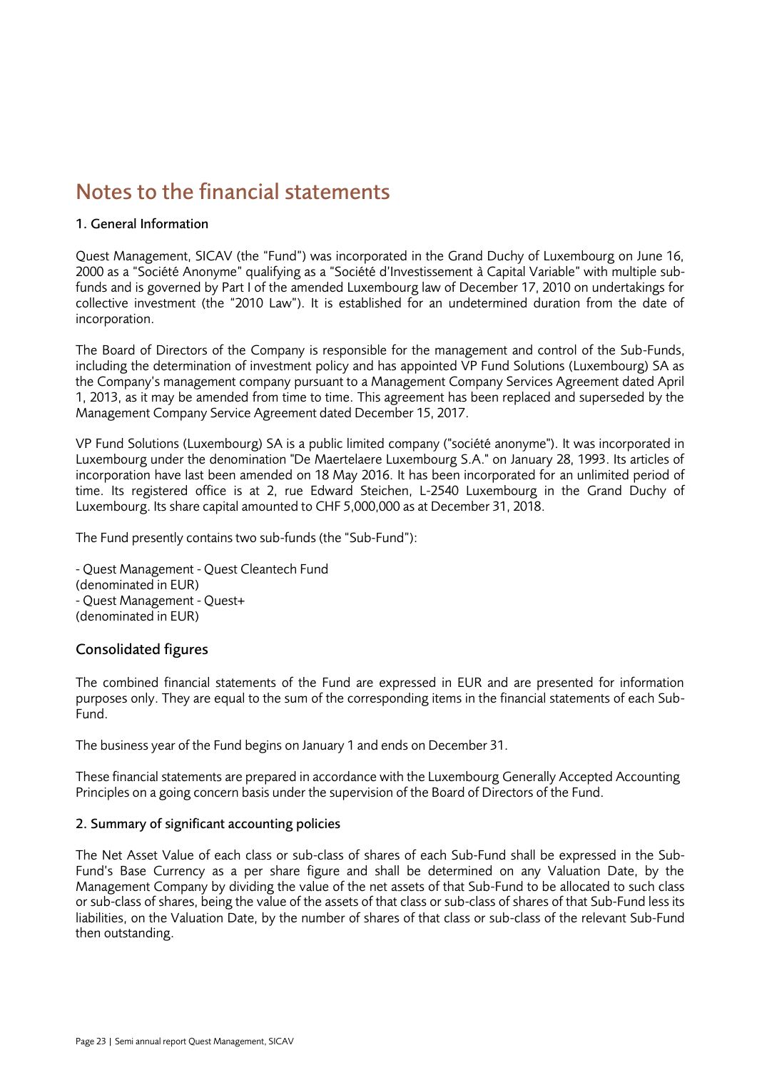# Notes to the financial statements

### 1. General Information

Quest Management, SICAV (the "Fund") was incorporated in the Grand Duchy of Luxembourg on June 16, 2000 as a "Société Anonyme" qualifying as a "Société d'Investissement à Capital Variable" with multiple sub-funds and is governed by Part I of the amended Luxembourg law of December 17, 2010 on undertakings for collective investment (the "2010 Law"). It is established for an undetermined duration from the date of incorporation.

The Board of Directors of the Company is responsible for the management and control of the Sub-Funds, including the determination of investment policy and has appointed VP Fund Solutions (Luxembourg) SA as the Company's management company pursuant to a Management Company Services Agreement dated April 1, 2013, as it may be amended from time to time. This agreement has been replaced and superseded by the Management Company Service Agreement dated December 15, 2017.

VP Fund Solutions (Luxembourg) SA is a public limited company ("société anonyme"). It was incorporated in Luxembourg under the denomination "De Maertelaere Luxembourg S.A." on January 28, 1993. Its articles of incorporation have last been amended on 18 May 2016. It has been incorporated for an unlimited period of time. Its registered office is at 2, rue Edward Steichen, L-2540 Luxembourg in the Grand Duchy of Luxembourg. Its share capital amounted to CHF 5,000,000 as at December 31, 2018.

The Fund presently contains two sub-funds (the "Sub-Fund"):

- Quest Management - Quest Cleantech Fund
(denominated in EUR)
- Quest Management - Quest+
(denominated in EUR)

## Consolidated figures

The combined financial statements of the Fund are expressed in EUR and are presented for information purposes only. They are equal to the sum of the corresponding items in the financial statements of each Sub-Fund.

The business year of the Fund begins on January 1 and ends on December 31.

These financial statements are prepared in accordance with the Luxembourg Generally Accepted Accounting Principles on a going concern basis under the supervision of the Board of Directors of the Fund.

### 2. Summary of significant accounting policies

The Net Asset Value of each class or sub-class of shares of each Sub-Fund shall be expressed in the Sub-Fund's Base Currency as a per share figure and shall be determined on any Valuation Date, by the Management Company by dividing the value of the net assets of that Sub-Fund to be allocated to such class or sub-class of shares, being the value of the assets of that class or sub-class of shares of that Sub-Fund less its liabilities, on the Valuation Date, by the number of shares of that class or sub-class of the relevant Sub-Fund then outstanding.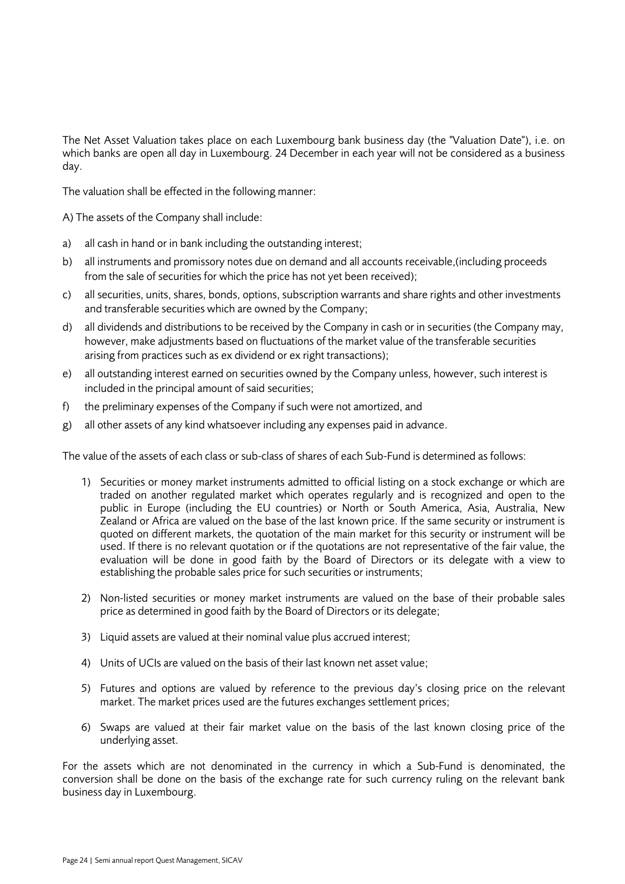The Net Asset Valuation takes place on each Luxembourg bank business day (the "Valuation Date"), i.e. on which banks are open all day in Luxembourg. 24 December in each year will not be considered as a business day.

The valuation shall be effected in the following manner:

A) The assets of the Company shall include:

a) all cash in hand or in bank including the outstanding interest;

b) all instruments and promissory notes due on demand and all accounts receivable,(including proceeds from the sale of securities for which the price has not yet been received);

c) all securities, units, shares, bonds, options, subscription warrants and share rights and other investments and transferable securities which are owned by the Company;

d) all dividends and distributions to be received by the Company in cash or in securities (the Company may, however, make adjustments based on fluctuations of the market value of the transferable securities arising from practices such as ex dividend or ex right transactions);

e) all outstanding interest earned on securities owned by the Company unless, however, such interest is included in the principal amount of said securities;

f) the preliminary expenses of the Company if such were not amortized, and

g) all other assets of any kind whatsoever including any expenses paid in advance.

The value of the assets of each class or sub-class of shares of each Sub-Fund is determined as follows:

1) Securities or money market instruments admitted to official listing on a stock exchange or which are traded on another regulated market which operates regularly and is recognized and open to the public in Europe (including the EU countries) or North or South America, Asia, Australia, New Zealand or Africa are valued on the base of the last known price. If the same security or instrument is quoted on different markets, the quotation of the main market for this security or instrument will be used. If there is no relevant quotation or if the quotations are not representative of the fair value, the evaluation will be done in good faith by the Board of Directors or its delegate with a view to establishing the probable sales price for such securities or instruments;

2) Non-listed securities or money market instruments are valued on the base of their probable sales price as determined in good faith by the Board of Directors or its delegate;

3) Liquid assets are valued at their nominal value plus accrued interest;

4) Units of UCIs are valued on the basis of their last known net asset value;

5) Futures and options are valued by reference to the previous day's closing price on the relevant market. The market prices used are the futures exchanges settlement prices;

6) Swaps are valued at their fair market value on the basis of the last known closing price of the underlying asset.

For the assets which are not denominated in the currency in which a Sub-Fund is denominated, the conversion shall be done on the basis of the exchange rate for such currency ruling on the relevant bank business day in Luxembourg.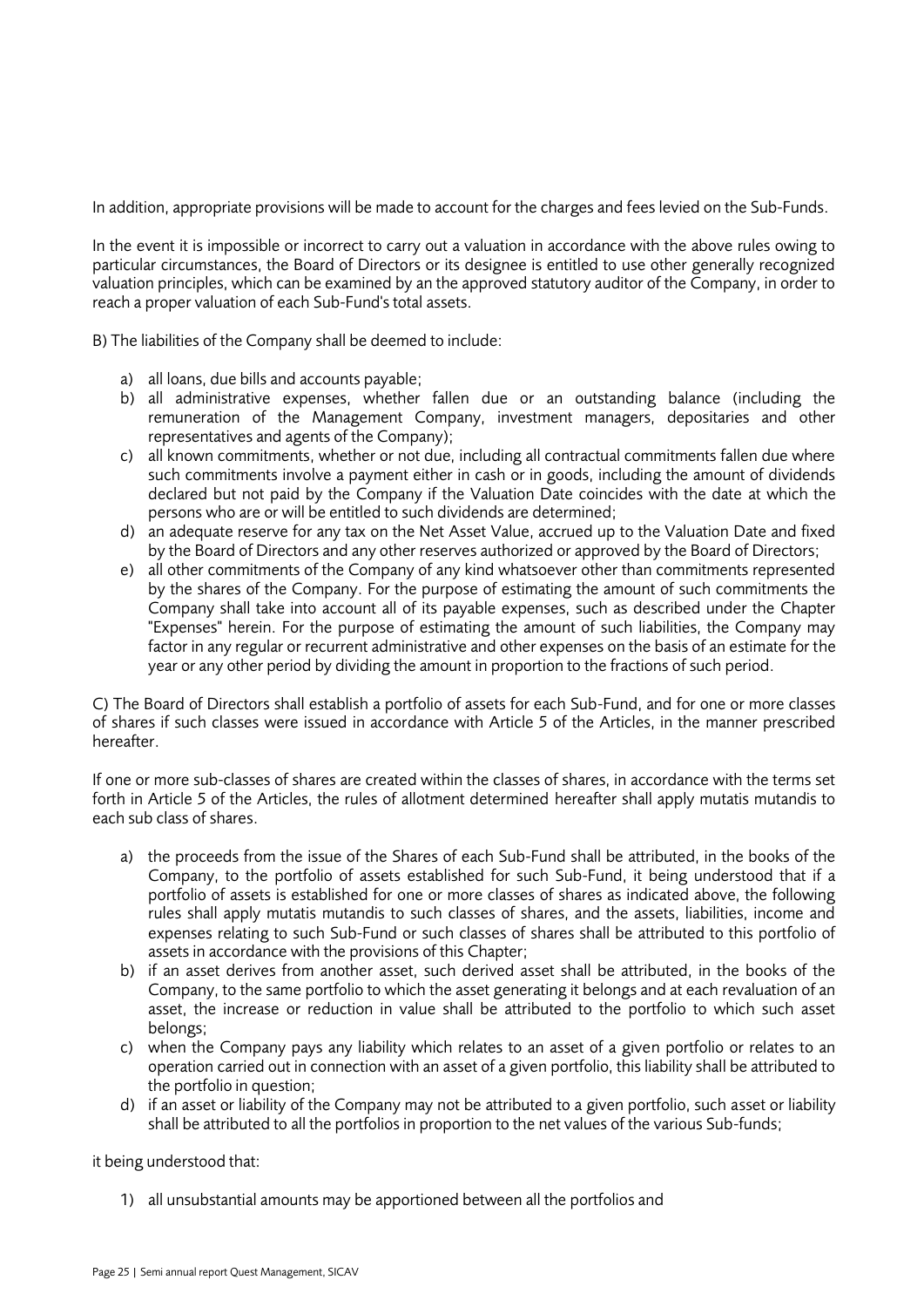In addition, appropriate provisions will be made to account for the charges and fees levied on the Sub-Funds.

In the event it is impossible or incorrect to carry out a valuation in accordance with the above rules owing to particular circumstances, the Board of Directors or its designee is entitled to use other generally recognized valuation principles, which can be examined by an the approved statutory auditor of the Company, in order to reach a proper valuation of each Sub-Fund's total assets.

B) The liabilities of the Company shall be deemed to include:

a) all loans, due bills and accounts payable;
b) all administrative expenses, whether fallen due or an outstanding balance (including the remuneration of the Management Company, investment managers, depositaries and other representatives and agents of the Company);
c) all known commitments, whether or not due, including all contractual commitments fallen due where such commitments involve a payment either in cash or in goods, including the amount of dividends declared but not paid by the Company if the Valuation Date coincides with the date at which the persons who are or will be entitled to such dividends are determined;
d) an adequate reserve for any tax on the Net Asset Value, accrued up to the Valuation Date and fixed by the Board of Directors and any other reserves authorized or approved by the Board of Directors;
e) all other commitments of the Company of any kind whatsoever other than commitments represented by the shares of the Company. For the purpose of estimating the amount of such commitments the Company shall take into account all of its payable expenses, such as described under the Chapter "Expenses" herein. For the purpose of estimating the amount of such liabilities, the Company may factor in any regular or recurrent administrative and other expenses on the basis of an estimate for the year or any other period by dividing the amount in proportion to the fractions of such period.

C) The Board of Directors shall establish a portfolio of assets for each Sub-Fund, and for one or more classes of shares if such classes were issued in accordance with Article 5 of the Articles, in the manner prescribed hereafter.

If one or more sub-classes of shares are created within the classes of shares, in accordance with the terms set forth in Article 5 of the Articles, the rules of allotment determined hereafter shall apply mutatis mutandis to each sub class of shares.

a) the proceeds from the issue of the Shares of each Sub-Fund shall be attributed, in the books of the Company, to the portfolio of assets established for such Sub-Fund, it being understood that if a portfolio of assets is established for one or more classes of shares as indicated above, the following rules shall apply mutatis mutandis to such classes of shares, and the assets, liabilities, income and expenses relating to such Sub-Fund or such classes of shares shall be attributed to this portfolio of assets in accordance with the provisions of this Chapter;
b) if an asset derives from another asset, such derived asset shall be attributed, in the books of the Company, to the same portfolio to which the asset generating it belongs and at each revaluation of an asset, the increase or reduction in value shall be attributed to the portfolio to which such asset belongs;
c) when the Company pays any liability which relates to an asset of a given portfolio or relates to an operation carried out in connection with an asset of a given portfolio, this liability shall be attributed to the portfolio in question;
d) if an asset or liability of the Company may not be attributed to a given portfolio, such asset or liability shall be attributed to all the portfolios in proportion to the net values of the various Sub-funds;

it being understood that:

1) all unsubstantial amounts may be apportioned between all the portfolios and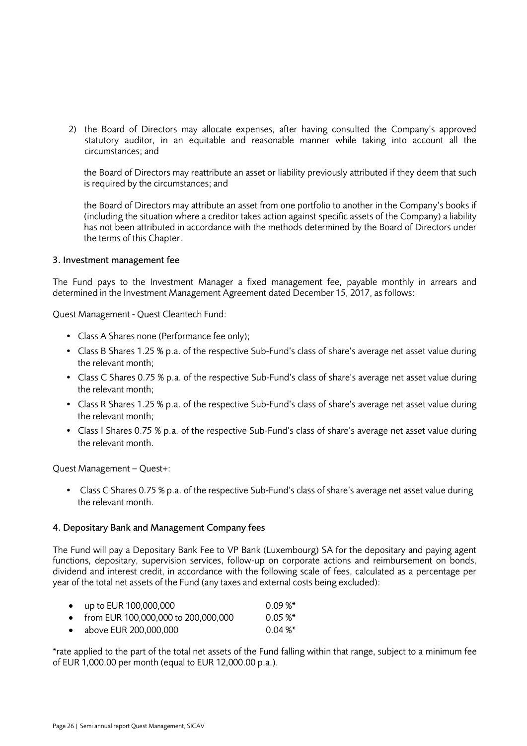2) the Board of Directors may allocate expenses, after having consulted the Company's approved statutory auditor, in an equitable and reasonable manner while taking into account all the circumstances; and

   the Board of Directors may reattribute an asset or liability previously attributed if they deem that such is required by the circumstances; and

   the Board of Directors may attribute an asset from one portfolio to another in the Company's books if (including the situation where a creditor takes action against specific assets of the Company) a liability has not been attributed in accordance with the methods determined by the Board of Directors under the terms of this Chapter.

### 3. Investment management fee

The Fund pays to the Investment Manager a fixed management fee, payable monthly in arrears and determined in the Investment Management Agreement dated December 15, 2017, as follows:

Quest Management - Quest Cleantech Fund:

- Class A Shares none (Performance fee only);
- Class B Shares 1.25 % p.a. of the respective Sub-Fund's class of share's average net asset value during the relevant month;
- Class C Shares 0.75 % p.a. of the respective Sub-Fund's class of share's average net asset value during the relevant month;
- Class R Shares 1.25 % p.a. of the respective Sub-Fund's class of share's average net asset value during the relevant month;
- Class I Shares 0.75 % p.a. of the respective Sub-Fund's class of share's average net asset value during the relevant month.

Quest Management – Quest+:

- Class C Shares 0.75 % p.a. of the respective Sub-Fund's class of share's average net asset value during the relevant month.

### 4. Depositary Bank and Management Company fees

The Fund will pay a Depositary Bank Fee to VP Bank (Luxembourg) SA for the depositary and paying agent functions, depositary, supervision services, follow-up on corporate actions and reimbursement on bonds, dividend and interest credit, in accordance with the following scale of fees, calculated as a percentage per year of the total net assets of the Fund (any taxes and external costs being excluded):

| | |
|---|---|
| • up to EUR 100,000,000 | 0.09 %* |
| • from EUR 100,000,000 to 200,000,000 | 0.05 %* |
| • above EUR 200,000,000 | 0.04 %* |

*rate applied to the part of the total net assets of the Fund falling within that range, subject to a minimum fee of EUR 1,000.00 per month (equal to EUR 12,000.00 p.a.).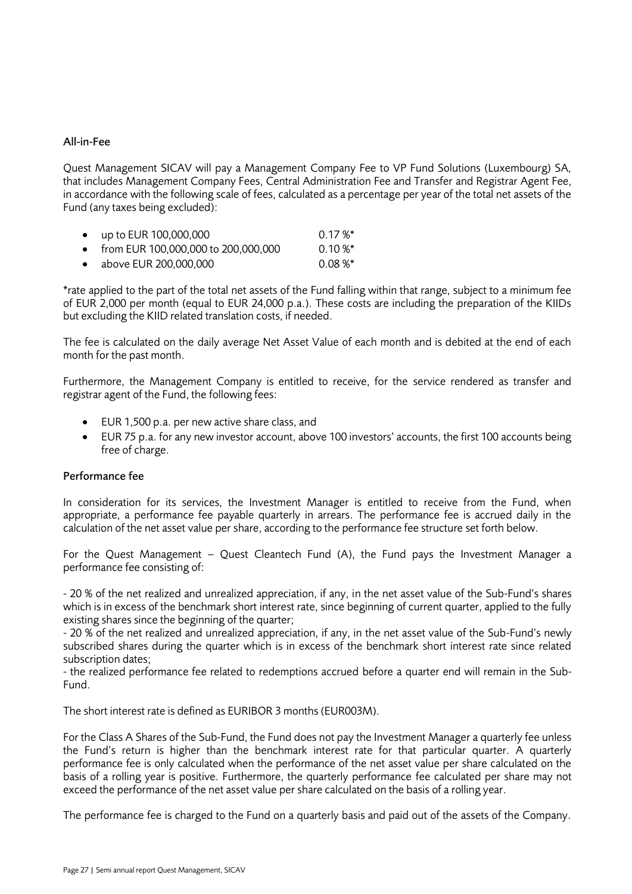## All-in-Fee

Quest Management SICAV will pay a Management Company Fee to VP Fund Solutions (Luxembourg) SA, that includes Management Company Fees, Central Administration Fee and Transfer and Registrar Agent Fee, in accordance with the following scale of fees, calculated as a percentage per year of the total net assets of the Fund (any taxes being excluded):

| | |
|---|---|
| • up to EUR 100,000,000 | 0.17 %* |
| • from EUR 100,000,000 to 200,000,000 | 0.10 %* |
| • above EUR 200,000,000 | 0.08 %* |

*rate applied to the part of the total net assets of the Fund falling within that range, subject to a minimum fee of EUR 2,000 per month (equal to EUR 24,000 p.a.). These costs are including the preparation of the KIIDs but excluding the KIID related translation costs, if needed.

The fee is calculated on the daily average Net Asset Value of each month and is debited at the end of each month for the past month.

Furthermore, the Management Company is entitled to receive, for the service rendered as transfer and registrar agent of the Fund, the following fees:

- EUR 1,500 p.a. per new active share class, and
- EUR 75 p.a. for any new investor account, above 100 investors' accounts, the first 100 accounts being free of charge.

## Performance fee

In consideration for its services, the Investment Manager is entitled to receive from the Fund, when appropriate, a performance fee payable quarterly in arrears. The performance fee is accrued daily in the calculation of the net asset value per share, according to the performance fee structure set forth below.

For the Quest Management – Quest Cleantech Fund (A), the Fund pays the Investment Manager a performance fee consisting of:

- 20 % of the net realized and unrealized appreciation, if any, in the net asset value of the Sub-Fund's shares which is in excess of the benchmark short interest rate, since beginning of current quarter, applied to the fully existing shares since the beginning of the quarter;
- 20 % of the net realized and unrealized appreciation, if any, in the net asset value of the Sub-Fund's newly subscribed shares during the quarter which is in excess of the benchmark short interest rate since related subscription dates;
- the realized performance fee related to redemptions accrued before a quarter end will remain in the Sub-Fund.

The short interest rate is defined as EURIBOR 3 months (EUR003M).

For the Class A Shares of the Sub-Fund, the Fund does not pay the Investment Manager a quarterly fee unless the Fund's return is higher than the benchmark interest rate for that particular quarter. A quarterly performance fee is only calculated when the performance of the net asset value per share calculated on the basis of a rolling year is positive. Furthermore, the quarterly performance fee calculated per share may not exceed the performance of the net asset value per share calculated on the basis of a rolling year.

The performance fee is charged to the Fund on a quarterly basis and paid out of the assets of the Company.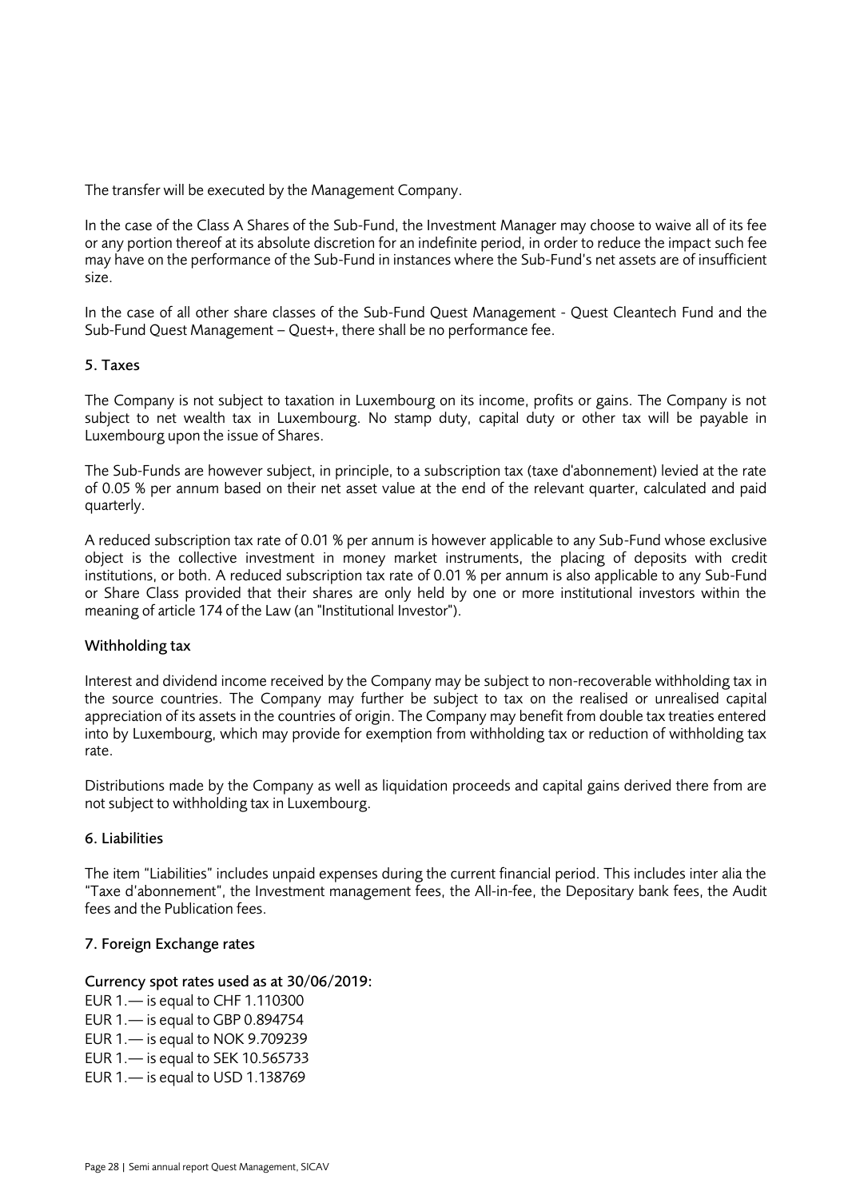The transfer will be executed by the Management Company.

In the case of the Class A Shares of the Sub-Fund, the Investment Manager may choose to waive all of its fee or any portion thereof at its absolute discretion for an indefinite period, in order to reduce the impact such fee may have on the performance of the Sub-Fund in instances where the Sub-Fund's net assets are of insufficient size.

In the case of all other share classes of the Sub-Fund Quest Management - Quest Cleantech Fund and the Sub-Fund Quest Management – Quest+, there shall be no performance fee.

## 5. Taxes

The Company is not subject to taxation in Luxembourg on its income, profits or gains. The Company is not subject to net wealth tax in Luxembourg. No stamp duty, capital duty or other tax will be payable in Luxembourg upon the issue of Shares.

The Sub-Funds are however subject, in principle, to a subscription tax (taxe d'abonnement) levied at the rate of 0.05 % per annum based on their net asset value at the end of the relevant quarter, calculated and paid quarterly.

A reduced subscription tax rate of 0.01 % per annum is however applicable to any Sub-Fund whose exclusive object is the collective investment in money market instruments, the placing of deposits with credit institutions, or both. A reduced subscription tax rate of 0.01 % per annum is also applicable to any Sub-Fund or Share Class provided that their shares are only held by one or more institutional investors within the meaning of article 174 of the Law (an "Institutional Investor").

### Withholding tax

Interest and dividend income received by the Company may be subject to non-recoverable withholding tax in the source countries. The Company may further be subject to tax on the realised or unrealised capital appreciation of its assets in the countries of origin. The Company may benefit from double tax treaties entered into by Luxembourg, which may provide for exemption from withholding tax or reduction of withholding tax rate.

Distributions made by the Company as well as liquidation proceeds and capital gains derived there from are not subject to withholding tax in Luxembourg.

## 6. Liabilities

The item "Liabilities" includes unpaid expenses during the current financial period. This includes inter alia the "Taxe d'abonnement", the Investment management fees, the All-in-fee, the Depositary bank fees, the Audit fees and the Publication fees.

## 7. Foreign Exchange rates

### Currency spot rates used as at 30/06/2019:

EUR 1.— is equal to CHF 1.110300
EUR 1.— is equal to GBP 0.894754
EUR 1.— is equal to NOK 9.709239
EUR 1.— is equal to SEK 10.565733
EUR 1.— is equal to USD 1.138769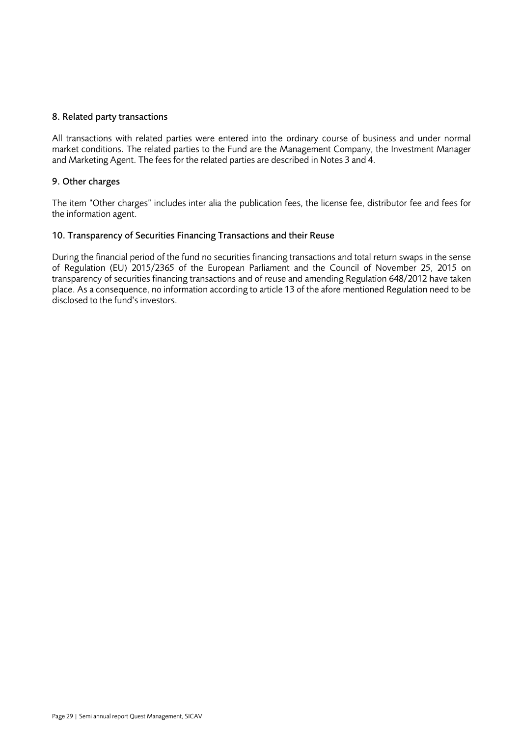## 8. Related party transactions

All transactions with related parties were entered into the ordinary course of business and under normal market conditions. The related parties to the Fund are the Management Company, the Investment Manager and Marketing Agent. The fees for the related parties are described in Notes 3 and 4.

## 9. Other charges

The item "Other charges" includes inter alia the publication fees, the license fee, distributor fee and fees for the information agent.

## 10. Transparency of Securities Financing Transactions and their Reuse

During the financial period of the fund no securities financing transactions and total return swaps in the sense of Regulation (EU) 2015/2365 of the European Parliament and the Council of November 25, 2015 on transparency of securities financing transactions and of reuse and amending Regulation 648/2012 have taken place. As a consequence, no information according to article 13 of the afore mentioned Regulation need to be disclosed to the fund's investors.